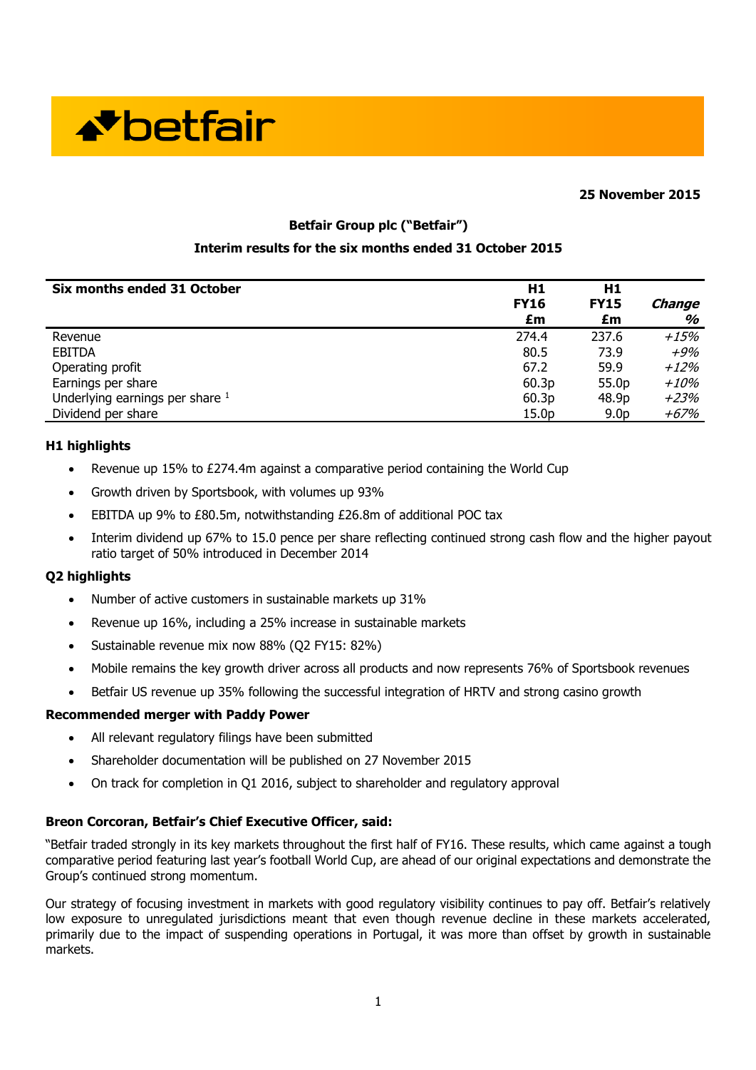betfair

**25 November 2015**

**Betfair Group plc ("Betfair")**

**Interim results for the six months ended 31 October 2015**

| Six months ended 31 October | H1 FY16 £m | H1 FY15 £m | *Change %* |
|---|---|---|---|
| Revenue | 274.4 | 237.6 | *+15%* |
| EBITDA | 80.5 | 73.9 | *+9%* |
| Operating profit | 67.2 | 59.9 | *+12%* |
| Earnings per share | 60.3p | 55.0p | *+10%* |
| Underlying earnings per share [1] | 60.3p | 48.9p | *+23%* |
| Dividend per share | 15.0p | 9.0p | *+67%* |

**H1 highlights**

- Revenue up 15% to £274.4m against a comparative period containing the World Cup
- Growth driven by Sportsbook, with volumes up 93%
- EBITDA up 9% to £80.5m, notwithstanding £26.8m of additional POC tax
- Interim dividend up 67% to 15.0 pence per share reflecting continued strong cash flow and the higher payout ratio target of 50% introduced in December 2014

**Q2 highlights**

- Number of active customers in sustainable markets up 31%
- Revenue up 16%, including a 25% increase in sustainable markets
- Sustainable revenue mix now 88% (Q2 FY15: 82%)
- Mobile remains the key growth driver across all products and now represents 76% of Sportsbook revenues
- Betfair US revenue up 35% following the successful integration of HRTV and strong casino growth

**Recommended merger with Paddy Power**

- All relevant regulatory filings have been submitted
- Shareholder documentation will be published on 27 November 2015
- On track for completion in Q1 2016, subject to shareholder and regulatory approval

**Breon Corcoran, Betfair's Chief Executive Officer, said:**

"Betfair traded strongly in its key markets throughout the first half of FY16. These results, which came against a tough comparative period featuring last year's football World Cup, are ahead of our original expectations and demonstrate the Group's continued strong momentum.

Our strategy of focusing investment in markets with good regulatory visibility continues to pay off. Betfair's relatively low exposure to unregulated jurisdictions meant that even though revenue decline in these markets accelerated, primarily due to the impact of suspending operations in Portugal, it was more than offset by growth in sustainable markets.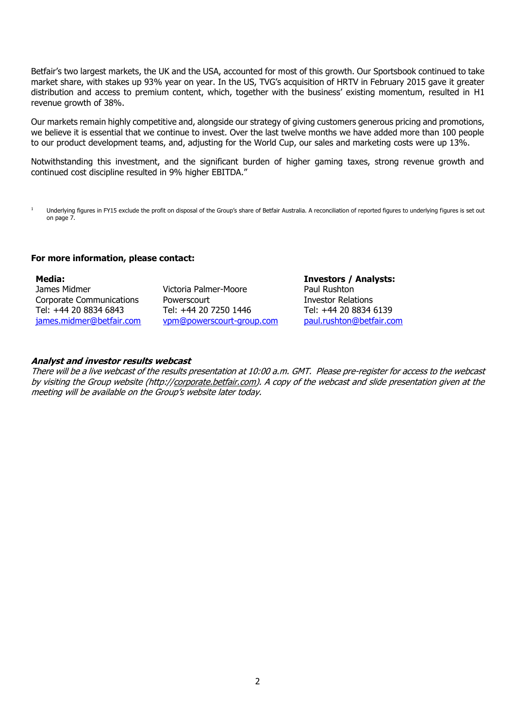Betfair's two largest markets, the UK and the USA, accounted for most of this growth. Our Sportsbook continued to take market share, with stakes up 93% year on year. In the US, TVG's acquisition of HRTV in February 2015 gave it greater distribution and access to premium content, which, together with the business' existing momentum, resulted in H1 revenue growth of 38%.

Our markets remain highly competitive and, alongside our strategy of giving customers generous pricing and promotions, we believe it is essential that we continue to invest. Over the last twelve months we have added more than 100 people to our product development teams, and, adjusting for the World Cup, our sales and marketing costs were up 13%.

Notwithstanding this investment, and the significant burden of higher gaming taxes, strong revenue growth and continued cost discipline resulted in 9% higher EBITDA."

[1] Underlying figures in FY15 exclude the profit on disposal of the Group's share of Betfair Australia. A reconciliation of reported figures to underlying figures is set out on page 7.

**For more information, please contact:**

**Media:**

James Midmer
Corporate Communications
Tel: +44 20 8834 6843
james.midmer@betfair.com

Victoria Palmer-Moore
Powerscourt
Tel: +44 20 7250 1446
vpm@powerscourt-group.com

**Investors / Analysts:**

Paul Rushton
Investor Relations
Tel: +44 20 8834 6139
paul.rushton@betfair.com

***Analyst and investor results webcast***

*There will be a live webcast of the results presentation at 10:00 a.m. GMT. Please pre-register for access to the webcast by visiting the Group website (http://corporate.betfair.com). A copy of the webcast and slide presentation given at the meeting will be available on the Group's website later today.*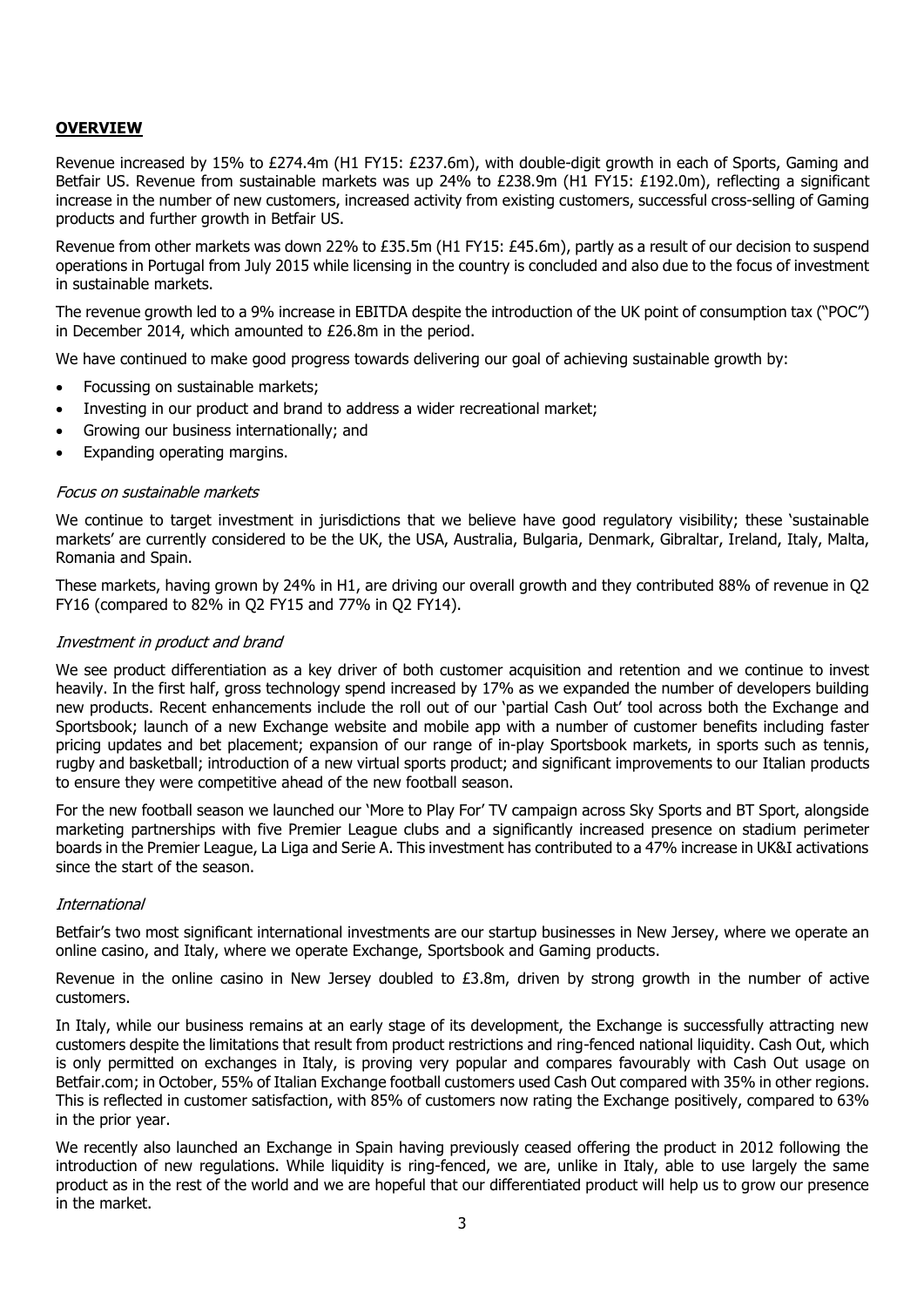## OVERVIEW

Revenue increased by 15% to £274.4m (H1 FY15: £237.6m), with double-digit growth in each of Sports, Gaming and Betfair US. Revenue from sustainable markets was up 24% to £238.9m (H1 FY15: £192.0m), reflecting a significant increase in the number of new customers, increased activity from existing customers, successful cross-selling of Gaming products and further growth in Betfair US.

Revenue from other markets was down 22% to £35.5m (H1 FY15: £45.6m), partly as a result of our decision to suspend operations in Portugal from July 2015 while licensing in the country is concluded and also due to the focus of investment in sustainable markets.

The revenue growth led to a 9% increase in EBITDA despite the introduction of the UK point of consumption tax ("POC") in December 2014, which amounted to £26.8m in the period.

We have continued to make good progress towards delivering our goal of achieving sustainable growth by:

- Focussing on sustainable markets;
- Investing in our product and brand to address a wider recreational market;
- Growing our business internationally; and
- Expanding operating margins.

*Focus on sustainable markets*

We continue to target investment in jurisdictions that we believe have good regulatory visibility; these 'sustainable markets' are currently considered to be the UK, the USA, Australia, Bulgaria, Denmark, Gibraltar, Ireland, Italy, Malta, Romania and Spain.

These markets, having grown by 24% in H1, are driving our overall growth and they contributed 88% of revenue in Q2 FY16 (compared to 82% in Q2 FY15 and 77% in Q2 FY14).

*Investment in product and brand*

We see product differentiation as a key driver of both customer acquisition and retention and we continue to invest heavily. In the first half, gross technology spend increased by 17% as we expanded the number of developers building new products. Recent enhancements include the roll out of our 'partial Cash Out' tool across both the Exchange and Sportsbook; launch of a new Exchange website and mobile app with a number of customer benefits including faster pricing updates and bet placement; expansion of our range of in-play Sportsbook markets, in sports such as tennis, rugby and basketball; introduction of a new virtual sports product; and significant improvements to our Italian products to ensure they were competitive ahead of the new football season.

For the new football season we launched our 'More to Play For' TV campaign across Sky Sports and BT Sport, alongside marketing partnerships with five Premier League clubs and a significantly increased presence on stadium perimeter boards in the Premier League, La Liga and Serie A. This investment has contributed to a 47% increase in UK&I activations since the start of the season.

*International*

Betfair's two most significant international investments are our startup businesses in New Jersey, where we operate an online casino, and Italy, where we operate Exchange, Sportsbook and Gaming products.

Revenue in the online casino in New Jersey doubled to £3.8m, driven by strong growth in the number of active customers.

In Italy, while our business remains at an early stage of its development, the Exchange is successfully attracting new customers despite the limitations that result from product restrictions and ring-fenced national liquidity. Cash Out, which is only permitted on exchanges in Italy, is proving very popular and compares favourably with Cash Out usage on Betfair.com; in October, 55% of Italian Exchange football customers used Cash Out compared with 35% in other regions. This is reflected in customer satisfaction, with 85% of customers now rating the Exchange positively, compared to 63% in the prior year.

We recently also launched an Exchange in Spain having previously ceased offering the product in 2012 following the introduction of new regulations. While liquidity is ring-fenced, we are, unlike in Italy, able to use largely the same product as in the rest of the world and we are hopeful that our differentiated product will help us to grow our presence in the market.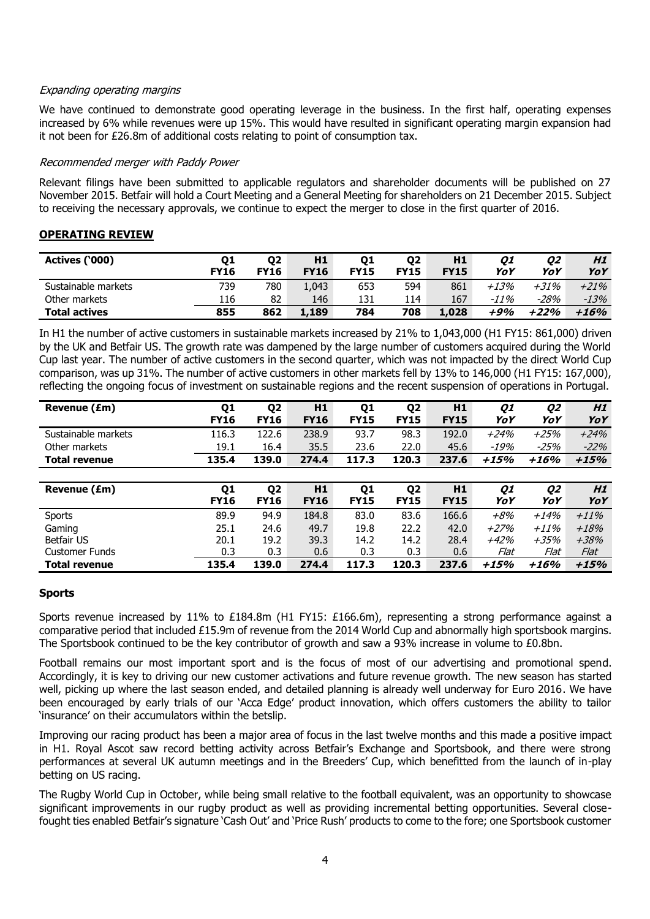*Expanding operating margins*

We have continued to demonstrate good operating leverage in the business. In the first half, operating expenses increased by 6% while revenues were up 15%. This would have resulted in significant operating margin expansion had it not been for £26.8m of additional costs relating to point of consumption tax.

*Recommended merger with Paddy Power*

Relevant filings have been submitted to applicable regulators and shareholder documents will be published on 27 November 2015. Betfair will hold a Court Meeting and a General Meeting for shareholders on 21 December 2015. Subject to receiving the necessary approvals, we continue to expect the merger to close in the first quarter of 2016.

## OPERATING REVIEW

| Actives ('000) | Q1 FY16 | Q2 FY16 | H1 FY16 | Q1 FY15 | Q2 FY15 | H1 FY15 | *Q1 YoY* | *Q2 YoY* | *H1 YoY* |
|---|---|---|---|---|---|---|---|---|---|
| Sustainable markets | 739 | 780 | 1,043 | 653 | 594 | 861 | *+13%* | *+31%* | *+21%* |
| Other markets | 116 | 82 | 146 | 131 | 114 | 167 | *-11%* | *-28%* | *-13%* |
| **Total actives** | **855** | **862** | **1,189** | **784** | **708** | **1,028** | ***+9%*** | ***+22%*** | ***+16%*** |

In H1 the number of active customers in sustainable markets increased by 21% to 1,043,000 (H1 FY15: 861,000) driven by the UK and Betfair US. The growth rate was dampened by the large number of customers acquired during the World Cup last year. The number of active customers in the second quarter, which was not impacted by the direct World Cup comparison, was up 31%. The number of active customers in other markets fell by 13% to 146,000 (H1 FY15: 167,000), reflecting the ongoing focus of investment on sustainable regions and the recent suspension of operations in Portugal.

| Revenue (£m) | Q1 FY16 | Q2 FY16 | H1 FY16 | Q1 FY15 | Q2 FY15 | H1 FY15 | *Q1 YoY* | *Q2 YoY* | *H1 YoY* |
|---|---|---|---|---|---|---|---|---|---|
| Sustainable markets | 116.3 | 122.6 | 238.9 | 93.7 | 98.3 | 192.0 | *+24%* | *+25%* | *+24%* |
| Other markets | 19.1 | 16.4 | 35.5 | 23.6 | 22.0 | 45.6 | *-19%* | *-25%* | *-22%* |
| **Total revenue** | **135.4** | **139.0** | **274.4** | **117.3** | **120.3** | **237.6** | ***+15%*** | ***+16%*** | ***+15%*** |

| Revenue (£m) | Q1 FY16 | Q2 FY16 | H1 FY16 | Q1 FY15 | Q2 FY15 | H1 FY15 | *Q1 YoY* | *Q2 YoY* | *H1 YoY* |
|---|---|---|---|---|---|---|---|---|---|
| Sports | 89.9 | 94.9 | 184.8 | 83.0 | 83.6 | 166.6 | *+8%* | *+14%* | *+11%* |
| Gaming | 25.1 | 24.6 | 49.7 | 19.8 | 22.2 | 42.0 | *+27%* | *+11%* | *+18%* |
| Betfair US | 20.1 | 19.2 | 39.3 | 14.2 | 14.2 | 28.4 | *+42%* | *+35%* | *+38%* |
| Customer Funds | 0.3 | 0.3 | 0.6 | 0.3 | 0.3 | 0.6 | *Flat* | *Flat* | *Flat* |
| **Total revenue** | **135.4** | **139.0** | **274.4** | **117.3** | **120.3** | **237.6** | ***+15%*** | ***+16%*** | ***+15%*** |

### Sports

Sports revenue increased by 11% to £184.8m (H1 FY15: £166.6m), representing a strong performance against a comparative period that included £15.9m of revenue from the 2014 World Cup and abnormally high sportsbook margins. The Sportsbook continued to be the key contributor of growth and saw a 93% increase in volume to £0.8bn.

Football remains our most important sport and is the focus of most of our advertising and promotional spend. Accordingly, it is key to driving our new customer activations and future revenue growth. The new season has started well, picking up where the last season ended, and detailed planning is already well underway for Euro 2016. We have been encouraged by early trials of our 'Acca Edge' product innovation, which offers customers the ability to tailor 'insurance' on their accumulators within the betslip.

Improving our racing product has been a major area of focus in the last twelve months and this made a positive impact in H1. Royal Ascot saw record betting activity across Betfair's Exchange and Sportsbook, and there were strong performances at several UK autumn meetings and in the Breeders' Cup, which benefitted from the launch of in-play betting on US racing.

The Rugby World Cup in October, while being small relative to the football equivalent, was an opportunity to showcase significant improvements in our rugby product as well as providing incremental betting opportunities. Several close-fought ties enabled Betfair's signature 'Cash Out' and 'Price Rush' products to come to the fore; one Sportsbook customer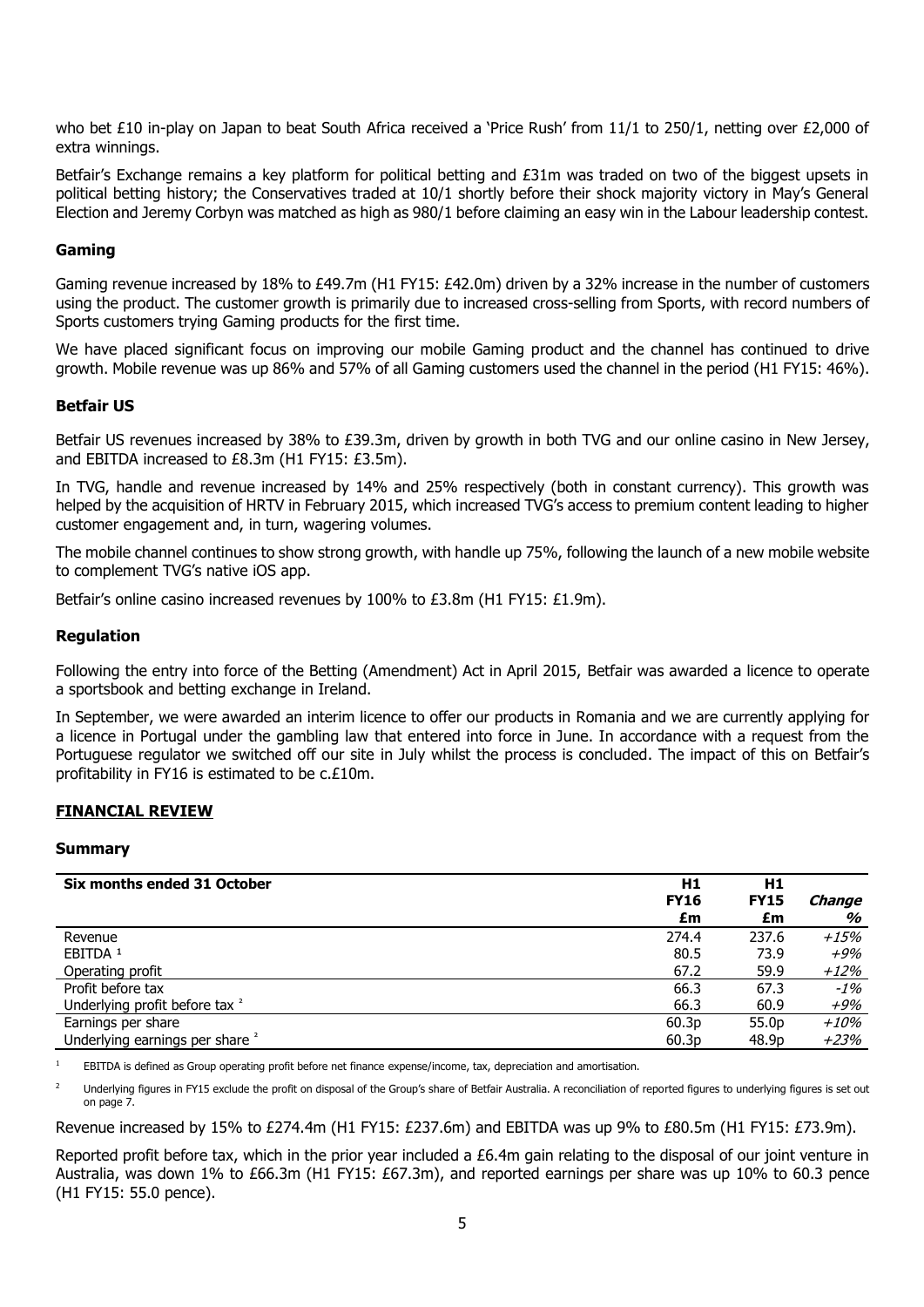who bet £10 in-play on Japan to beat South Africa received a 'Price Rush' from 11/1 to 250/1, netting over £2,000 of extra winnings.

Betfair's Exchange remains a key platform for political betting and £31m was traded on two of the biggest upsets in political betting history; the Conservatives traded at 10/1 shortly before their shock majority victory in May's General Election and Jeremy Corbyn was matched as high as 980/1 before claiming an easy win in the Labour leadership contest.

### Gaming

Gaming revenue increased by 18% to £49.7m (H1 FY15: £42.0m) driven by a 32% increase in the number of customers using the product. The customer growth is primarily due to increased cross-selling from Sports, with record numbers of Sports customers trying Gaming products for the first time.

We have placed significant focus on improving our mobile Gaming product and the channel has continued to drive growth. Mobile revenue was up 86% and 57% of all Gaming customers used the channel in the period (H1 FY15: 46%).

### Betfair US

Betfair US revenues increased by 38% to £39.3m, driven by growth in both TVG and our online casino in New Jersey, and EBITDA increased to £8.3m (H1 FY15: £3.5m).

In TVG, handle and revenue increased by 14% and 25% respectively (both in constant currency). This growth was helped by the acquisition of HRTV in February 2015, which increased TVG's access to premium content leading to higher customer engagement and, in turn, wagering volumes.

The mobile channel continues to show strong growth, with handle up 75%, following the launch of a new mobile website to complement TVG's native iOS app.

Betfair's online casino increased revenues by 100% to £3.8m (H1 FY15: £1.9m).

### Regulation

Following the entry into force of the Betting (Amendment) Act in April 2015, Betfair was awarded a licence to operate a sportsbook and betting exchange in Ireland.

In September, we were awarded an interim licence to offer our products in Romania and we are currently applying for a licence in Portugal under the gambling law that entered into force in June. In accordance with a request from the Portuguese regulator we switched off our site in July whilst the process is concluded. The impact of this on Betfair's profitability in FY16 is estimated to be c.£10m.

## FINANCIAL REVIEW

### Summary

| Six months ended 31 October | H1 FY16 £m | H1 FY15 £m | *Change %* |
|---|---|---|---|
| Revenue | 274.4 | 237.6 | *+15%* |
| EBITDA [1] | 80.5 | 73.9 | *+9%* |
| Operating profit | 67.2 | 59.9 | *+12%* |
| Profit before tax | 66.3 | 67.3 | *-1%* |
| Underlying profit before tax [2] | 66.3 | 60.9 | *+9%* |
| Earnings per share | 60.3p | 55.0p | *+10%* |
| Underlying earnings per share [2] | 60.3p | 48.9p | *+23%* |

[1] EBITDA is defined as Group operating profit before net finance expense/income, tax, depreciation and amortisation.

[2] Underlying figures in FY15 exclude the profit on disposal of the Group's share of Betfair Australia. A reconciliation of reported figures to underlying figures is set out on page 7.

Revenue increased by 15% to £274.4m (H1 FY15: £237.6m) and EBITDA was up 9% to £80.5m (H1 FY15: £73.9m).

Reported profit before tax, which in the prior year included a £6.4m gain relating to the disposal of our joint venture in Australia, was down 1% to £66.3m (H1 FY15: £67.3m), and reported earnings per share was up 10% to 60.3 pence (H1 FY15: 55.0 pence).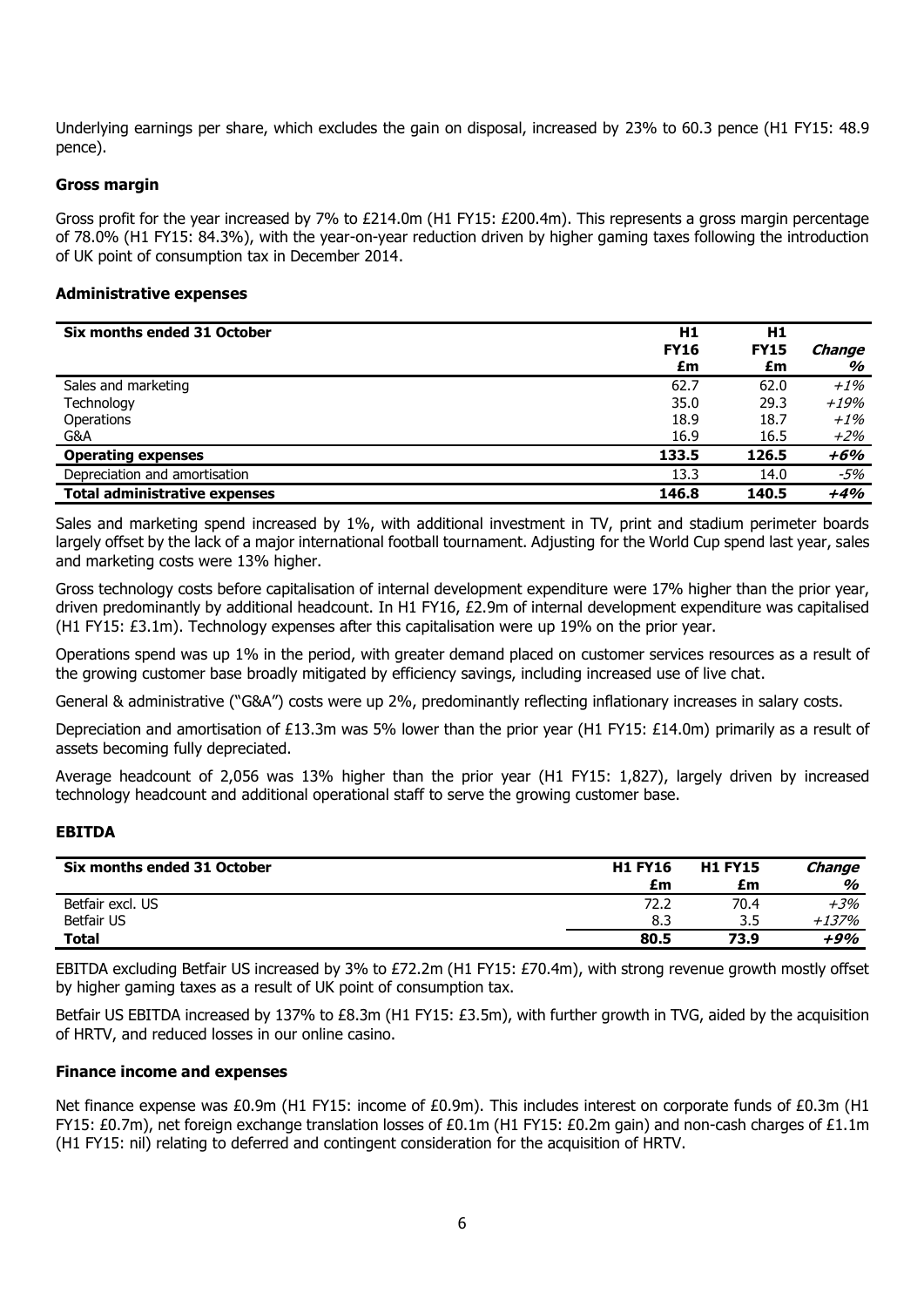Underlying earnings per share, which excludes the gain on disposal, increased by 23% to 60.3 pence (H1 FY15: 48.9 pence).

### Gross margin

Gross profit for the year increased by 7% to £214.0m (H1 FY15: £200.4m). This represents a gross margin percentage of 78.0% (H1 FY15: 84.3%), with the year-on-year reduction driven by higher gaming taxes following the introduction of UK point of consumption tax in December 2014.

### Administrative expenses

| Six months ended 31 October | H1 FY16 £m | H1 FY15 £m | *Change %* |
|---|---|---|---|
| Sales and marketing | 62.7 | 62.0 | *+1%* |
| Technology | 35.0 | 29.3 | *+19%* |
| Operations | 18.9 | 18.7 | *+1%* |
| G&A | 16.9 | 16.5 | *+2%* |
| **Operating expenses** | **133.5** | **126.5** | ***+6%*** |
| Depreciation and amortisation | 13.3 | 14.0 | *-5%* |
| **Total administrative expenses** | **146.8** | **140.5** | ***+4%*** |

Sales and marketing spend increased by 1%, with additional investment in TV, print and stadium perimeter boards largely offset by the lack of a major international football tournament. Adjusting for the World Cup spend last year, sales and marketing costs were 13% higher.

Gross technology costs before capitalisation of internal development expenditure were 17% higher than the prior year, driven predominantly by additional headcount. In H1 FY16, £2.9m of internal development expenditure was capitalised (H1 FY15: £3.1m). Technology expenses after this capitalisation were up 19% on the prior year.

Operations spend was up 1% in the period, with greater demand placed on customer services resources as a result of the growing customer base broadly mitigated by efficiency savings, including increased use of live chat.

General & administrative ("G&A") costs were up 2%, predominantly reflecting inflationary increases in salary costs.

Depreciation and amortisation of £13.3m was 5% lower than the prior year (H1 FY15: £14.0m) primarily as a result of assets becoming fully depreciated.

Average headcount of 2,056 was 13% higher than the prior year (H1 FY15: 1,827), largely driven by increased technology headcount and additional operational staff to serve the growing customer base.

### EBITDA

| Six months ended 31 October | H1 FY16 £m | H1 FY15 £m | *Change %* |
|---|---|---|---|
| Betfair excl. US | 72.2 | 70.4 | *+3%* |
| Betfair US | 8.3 | 3.5 | *+137%* |
| **Total** | **80.5** | **73.9** | ***+9%*** |

EBITDA excluding Betfair US increased by 3% to £72.2m (H1 FY15: £70.4m), with strong revenue growth mostly offset by higher gaming taxes as a result of UK point of consumption tax.

Betfair US EBITDA increased by 137% to £8.3m (H1 FY15: £3.5m), with further growth in TVG, aided by the acquisition of HRTV, and reduced losses in our online casino.

### Finance income and expenses

Net finance expense was £0.9m (H1 FY15: income of £0.9m). This includes interest on corporate funds of £0.3m (H1 FY15: £0.7m), net foreign exchange translation losses of £0.1m (H1 FY15: £0.2m gain) and non-cash charges of £1.1m (H1 FY15: nil) relating to deferred and contingent consideration for the acquisition of HRTV.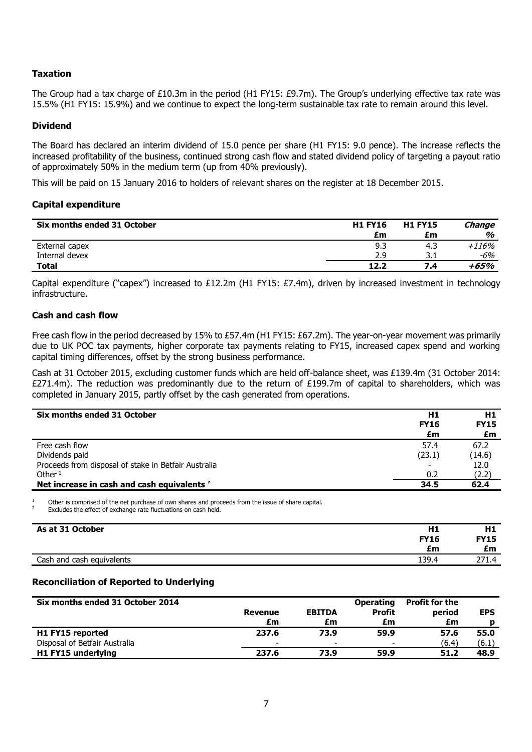### Taxation

The Group had a tax charge of £10.3m in the period (H1 FY15: £9.7m). The Group's underlying effective tax rate was 15.5% (H1 FY15: 15.9%) and we continue to expect the long-term sustainable tax rate to remain around this level.

### Dividend

The Board has declared an interim dividend of 15.0 pence per share (H1 FY15: 9.0 pence). The increase reflects the increased profitability of the business, continued strong cash flow and stated dividend policy of targeting a payout ratio of approximately 50% in the medium term (up from 40% previously).

This will be paid on 15 January 2016 to holders of relevant shares on the register at 18 December 2015.

### Capital expenditure

| Six months ended 31 October | H1 FY16 £m | H1 FY15 £m | *Change %* |
|---|---|---|---|
| External capex | 9.3 | 4.3 | *+116%* |
| Internal devex | 2.9 | 3.1 | *-6%* |
| **Total** | **12.2** | **7.4** | ***+65%*** |

Capital expenditure ("capex") increased to £12.2m (H1 FY15: £7.4m), driven by increased investment in technology infrastructure.

### Cash and cash flow

Free cash flow in the period decreased by 15% to £57.4m (H1 FY15: £67.2m). The year-on-year movement was primarily due to UK POC tax payments, higher corporate tax payments relating to FY15, increased capex spend and working capital timing differences, offset by the strong business performance.

Cash at 31 October 2015, excluding customer funds which are held off-balance sheet, was £139.4m (31 October 2014: £271.4m). The reduction was predominantly due to the return of £199.7m of capital to shareholders, which was completed in January 2015, partly offset by the cash generated from operations.

| Six months ended 31 October | H1 FY16 £m | H1 FY15 £m |
|---|---|---|
| Free cash flow | 57.4 | 67.2 |
| Dividends paid | (23.1) | (14.6) |
| Proceeds from disposal of stake in Betfair Australia | - | 12.0 |
| Other [1] | 0.2 | (2.2) |
| **Net increase in cash and cash equivalents [2]** | **34.5** | **62.4** |

[1] Other is comprised of the net purchase of own shares and proceeds from the issue of share capital.
[2] Excludes the effect of exchange rate fluctuations on cash held.

| As at 31 October | H1 FY16 £m | H1 FY15 £m |
|---|---|---|
| Cash and cash equivalents | 139.4 | 271.4 |

### Reconciliation of Reported to Underlying

| Six months ended 31 October 2014 | Revenue £m | EBITDA £m | Operating Profit £m | Profit for the period £m | EPS p |
|---|---|---|---|---|---|
| **H1 FY15 reported** | **237.6** | **73.9** | **59.9** | **57.6** | **55.0** |
| Disposal of Betfair Australia | - | - | - | (6.4) | (6.1) |
| **H1 FY15 underlying** | **237.6** | **73.9** | **59.9** | **51.2** | **48.9** |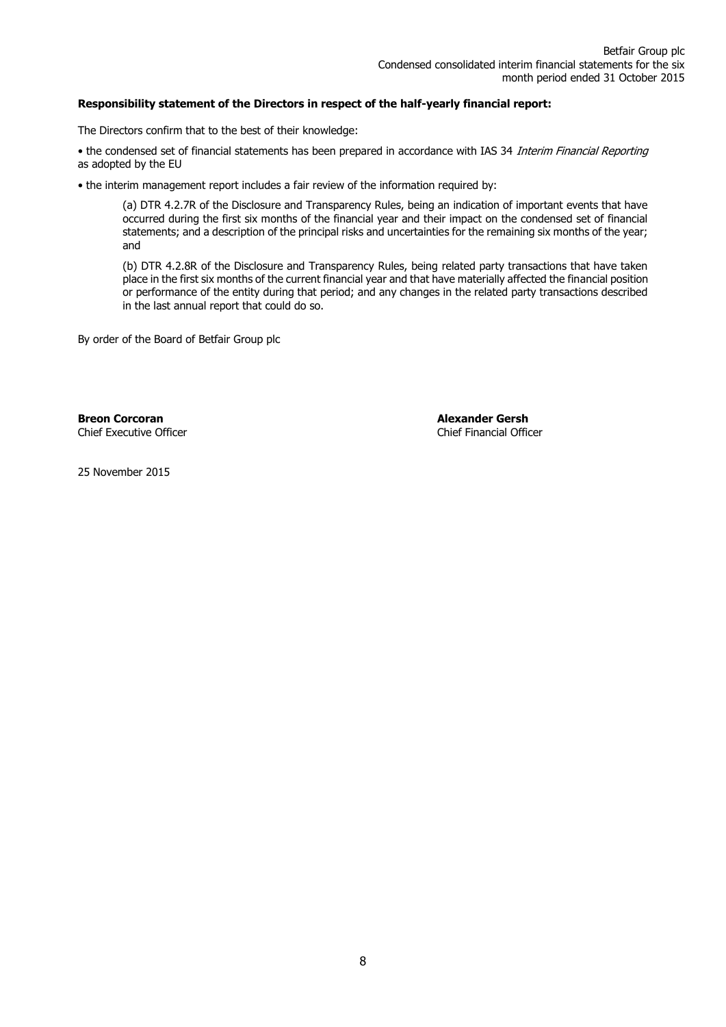**Responsibility statement of the Directors in respect of the half-yearly financial report:**

The Directors confirm that to the best of their knowledge:

• the condensed set of financial statements has been prepared in accordance with IAS 34 *Interim Financial Reporting* as adopted by the EU

• the interim management report includes a fair review of the information required by:

(a) DTR 4.2.7R of the Disclosure and Transparency Rules, being an indication of important events that have occurred during the first six months of the financial year and their impact on the condensed set of financial statements; and a description of the principal risks and uncertainties for the remaining six months of the year; and

(b) DTR 4.2.8R of the Disclosure and Transparency Rules, being related party transactions that have taken place in the first six months of the current financial year and that have materially affected the financial position or performance of the entity during that period; and any changes in the related party transactions described in the last annual report that could do so.

By order of the Board of Betfair Group plc

**Breon Corcoran**
Chief Executive Officer

**Alexander Gersh**
Chief Financial Officer

25 November 2015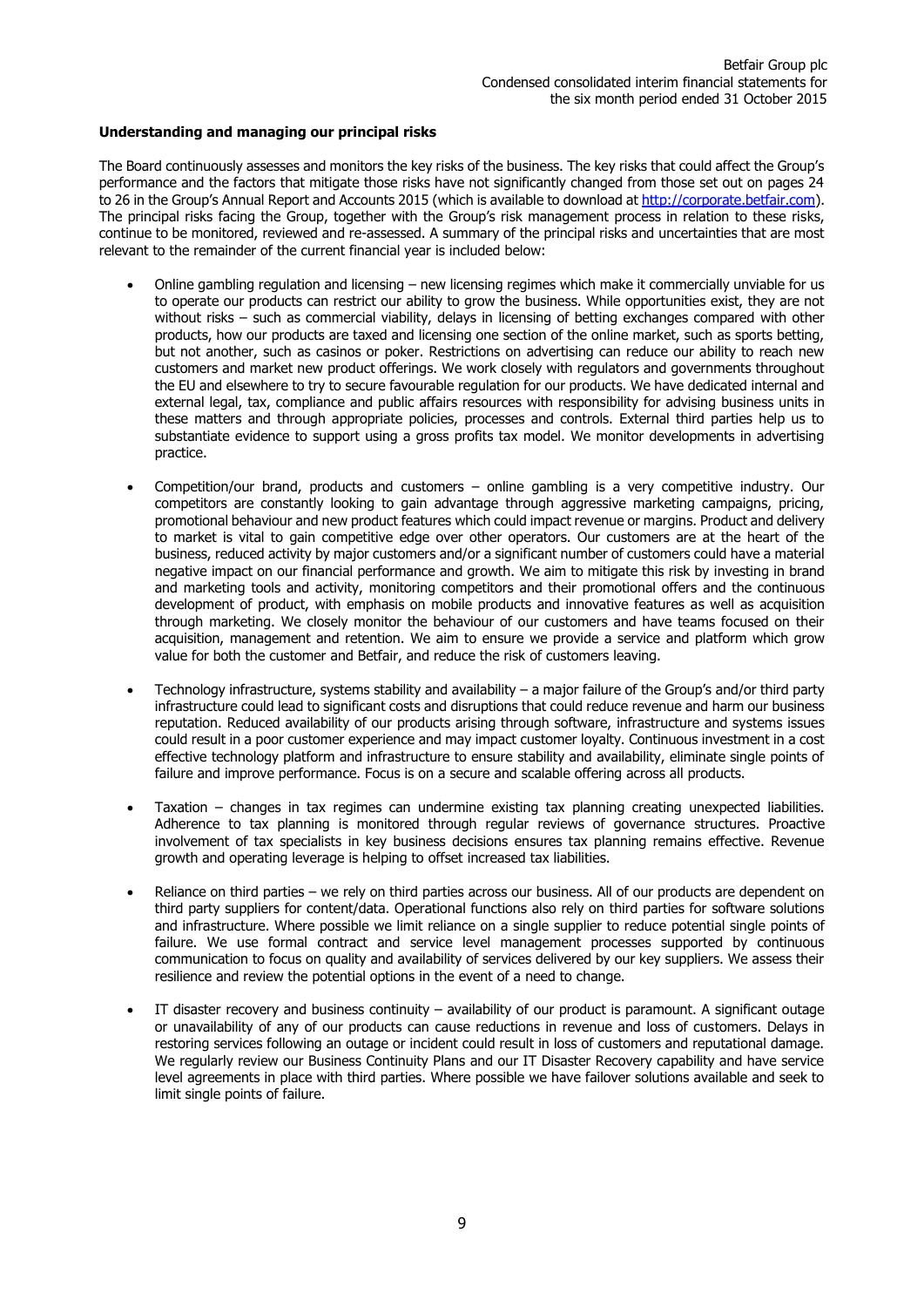**Understanding and managing our principal risks**

The Board continuously assesses and monitors the key risks of the business. The key risks that could affect the Group's performance and the factors that mitigate those risks have not significantly changed from those set out on pages 24 to 26 in the Group's Annual Report and Accounts 2015 (which is available to download at http://corporate.betfair.com). The principal risks facing the Group, together with the Group's risk management process in relation to these risks, continue to be monitored, reviewed and re-assessed. A summary of the principal risks and uncertainties that are most relevant to the remainder of the current financial year is included below:

- Online gambling regulation and licensing – new licensing regimes which make it commercially unviable for us to operate our products can restrict our ability to grow the business. While opportunities exist, they are not without risks – such as commercial viability, delays in licensing of betting exchanges compared with other products, how our products are taxed and licensing one section of the online market, such as sports betting, but not another, such as casinos or poker. Restrictions on advertising can reduce our ability to reach new customers and market new product offerings. We work closely with regulators and governments throughout the EU and elsewhere to try to secure favourable regulation for our products. We have dedicated internal and external legal, tax, compliance and public affairs resources with responsibility for advising business units in these matters and through appropriate policies, processes and controls. External third parties help us to substantiate evidence to support using a gross profits tax model. We monitor developments in advertising practice.

- Competition/our brand, products and customers – online gambling is a very competitive industry. Our competitors are constantly looking to gain advantage through aggressive marketing campaigns, pricing, promotional behaviour and new product features which could impact revenue or margins. Product and delivery to market is vital to gain competitive edge over other operators. Our customers are at the heart of the business, reduced activity by major customers and/or a significant number of customers could have a material negative impact on our financial performance and growth. We aim to mitigate this risk by investing in brand and marketing tools and activity, monitoring competitors and their promotional offers and the continuous development of product, with emphasis on mobile products and innovative features as well as acquisition through marketing. We closely monitor the behaviour of our customers and have teams focused on their acquisition, management and retention. We aim to ensure we provide a service and platform which grow value for both the customer and Betfair, and reduce the risk of customers leaving.

- Technology infrastructure, systems stability and availability – a major failure of the Group's and/or third party infrastructure could lead to significant costs and disruptions that could reduce revenue and harm our business reputation. Reduced availability of our products arising through software, infrastructure and systems issues could result in a poor customer experience and may impact customer loyalty. Continuous investment in a cost effective technology platform and infrastructure to ensure stability and availability, eliminate single points of failure and improve performance. Focus is on a secure and scalable offering across all products.

- Taxation – changes in tax regimes can undermine existing tax planning creating unexpected liabilities. Adherence to tax planning is monitored through regular reviews of governance structures. Proactive involvement of tax specialists in key business decisions ensures tax planning remains effective. Revenue growth and operating leverage is helping to offset increased tax liabilities.

- Reliance on third parties – we rely on third parties across our business. All of our products are dependent on third party suppliers for content/data. Operational functions also rely on third parties for software solutions and infrastructure. Where possible we limit reliance on a single supplier to reduce potential single points of failure. We use formal contract and service level management processes supported by continuous communication to focus on quality and availability of services delivered by our key suppliers. We assess their resilience and review the potential options in the event of a need to change.

- IT disaster recovery and business continuity – availability of our product is paramount. A significant outage or unavailability of any of our products can cause reductions in revenue and loss of customers. Delays in restoring services following an outage or incident could result in loss of customers and reputational damage. We regularly review our Business Continuity Plans and our IT Disaster Recovery capability and have service level agreements in place with third parties. Where possible we have failover solutions available and seek to limit single points of failure.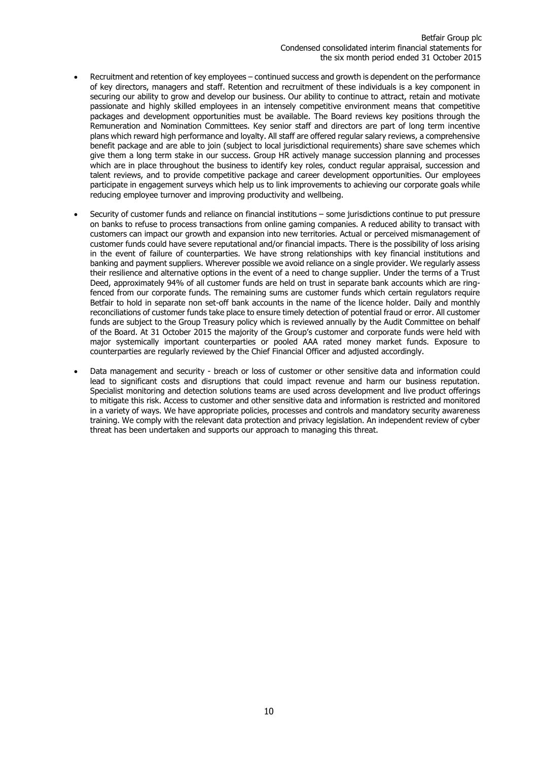- Recruitment and retention of key employees – continued success and growth is dependent on the performance of key directors, managers and staff. Retention and recruitment of these individuals is a key component in securing our ability to grow and develop our business. Our ability to continue to attract, retain and motivate passionate and highly skilled employees in an intensely competitive environment means that competitive packages and development opportunities must be available. The Board reviews key positions through the Remuneration and Nomination Committees. Key senior staff and directors are part of long term incentive plans which reward high performance and loyalty. All staff are offered regular salary reviews, a comprehensive benefit package and are able to join (subject to local jurisdictional requirements) share save schemes which give them a long term stake in our success. Group HR actively manage succession planning and processes which are in place throughout the business to identify key roles, conduct regular appraisal, succession and talent reviews, and to provide competitive package and career development opportunities. Our employees participate in engagement surveys which help us to link improvements to achieving our corporate goals while reducing employee turnover and improving productivity and wellbeing.

- Security of customer funds and reliance on financial institutions – some jurisdictions continue to put pressure on banks to refuse to process transactions from online gaming companies. A reduced ability to transact with customers can impact our growth and expansion into new territories. Actual or perceived mismanagement of customer funds could have severe reputational and/or financial impacts. There is the possibility of loss arising in the event of failure of counterparties. We have strong relationships with key financial institutions and banking and payment suppliers. Wherever possible we avoid reliance on a single provider. We regularly assess their resilience and alternative options in the event of a need to change supplier. Under the terms of a Trust Deed, approximately 94% of all customer funds are held on trust in separate bank accounts which are ring-fenced from our corporate funds. The remaining sums are customer funds which certain regulators require Betfair to hold in separate non set-off bank accounts in the name of the licence holder. Daily and monthly reconciliations of customer funds take place to ensure timely detection of potential fraud or error. All customer funds are subject to the Group Treasury policy which is reviewed annually by the Audit Committee on behalf of the Board. At 31 October 2015 the majority of the Group's customer and corporate funds were held with major systemically important counterparties or pooled AAA rated money market funds. Exposure to counterparties are regularly reviewed by the Chief Financial Officer and adjusted accordingly.

- Data management and security - breach or loss of customer or other sensitive data and information could lead to significant costs and disruptions that could impact revenue and harm our business reputation. Specialist monitoring and detection solutions teams are used across development and live product offerings to mitigate this risk. Access to customer and other sensitive data and information is restricted and monitored in a variety of ways. We have appropriate policies, processes and controls and mandatory security awareness training. We comply with the relevant data protection and privacy legislation. An independent review of cyber threat has been undertaken and supports our approach to managing this threat.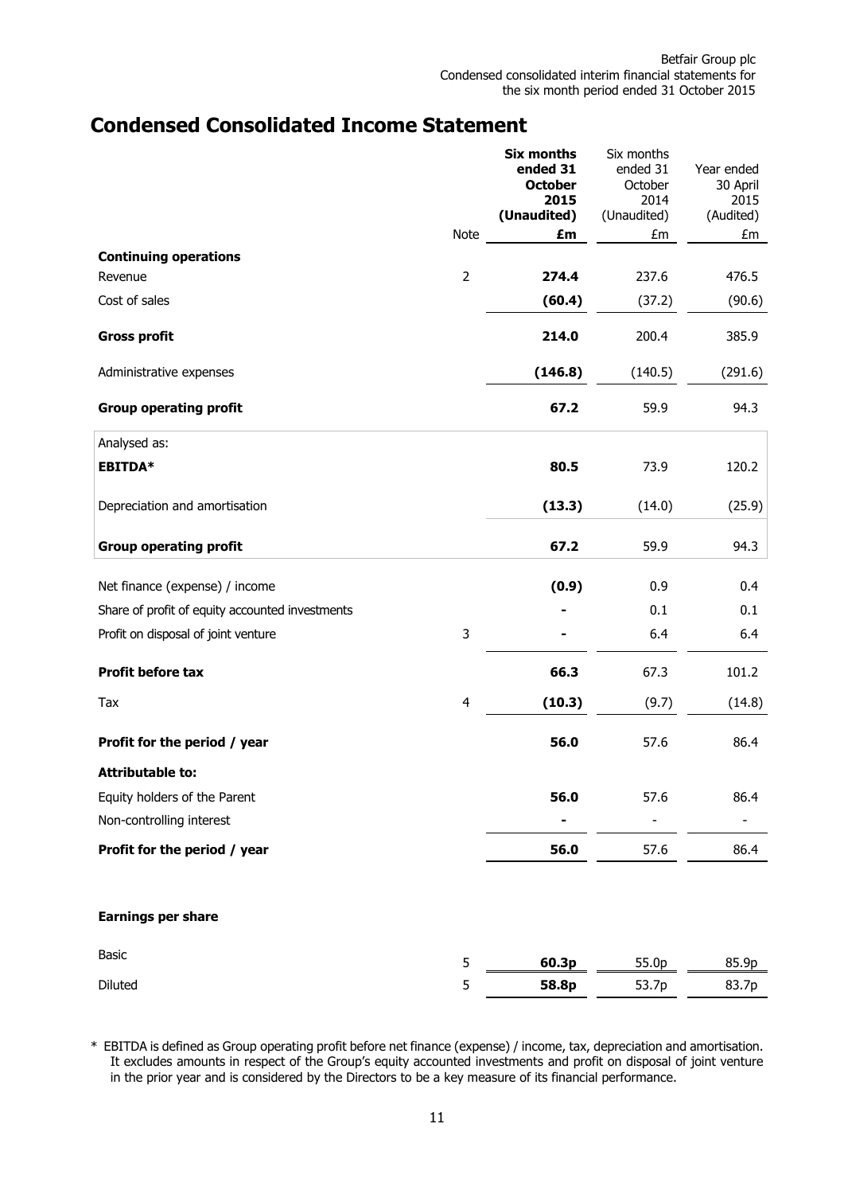# Condensed Consolidated Income Statement

| | Note | **Six months ended 31 October 2015 (Unaudited)** | Six months ended 31 October 2014 (Unaudited) | Year ended 30 April 2015 (Audited) |
|---|---|---|---|---|
| | | **£m** | £m | £m |
| **Continuing operations** | | | | |
| Revenue | 2 | **274.4** | 237.6 | 476.5 |
| Cost of sales | | **(60.4)** | (37.2) | (90.6) |
| **Gross profit** | | **214.0** | 200.4 | 385.9 |
| Administrative expenses | | **(146.8)** | (140.5) | (291.6) |
| **Group operating profit** | | **67.2** | 59.9 | 94.3 |
| Analysed as: | | | | |
| **EBITDA*** | | **80.5** | 73.9 | 120.2 |
| Depreciation and amortisation | | **(13.3)** | (14.0) | (25.9) |
| **Group operating profit** | | **67.2** | 59.9 | 94.3 |
| Net finance (expense) / income | | **(0.9)** | 0.9 | 0.4 |
| Share of profit of equity accounted investments | | **-** | 0.1 | 0.1 |
| Profit on disposal of joint venture | 3 | **-** | 6.4 | 6.4 |
| **Profit before tax** | | **66.3** | 67.3 | 101.2 |
| Tax | 4 | **(10.3)** | (9.7) | (14.8) |
| **Profit for the period / year** | | **56.0** | 57.6 | 86.4 |
| **Attributable to:** | | | | |
| Equity holders of the Parent | | **56.0** | 57.6 | 86.4 |
| Non-controlling interest | | **-** | - | - |
| **Profit for the period / year** | | **56.0** | 57.6 | 86.4 |
| | | | | |
| **Earnings per share** | | | | |
| Basic | 5 | **60.3p** | 55.0p | 85.9p |
| Diluted | 5 | **58.8p** | 53.7p | 83.7p |

\* EBITDA is defined as Group operating profit before net finance (expense) / income, tax, depreciation and amortisation. It excludes amounts in respect of the Group's equity accounted investments and profit on disposal of joint venture in the prior year and is considered by the Directors to be a key measure of its financial performance.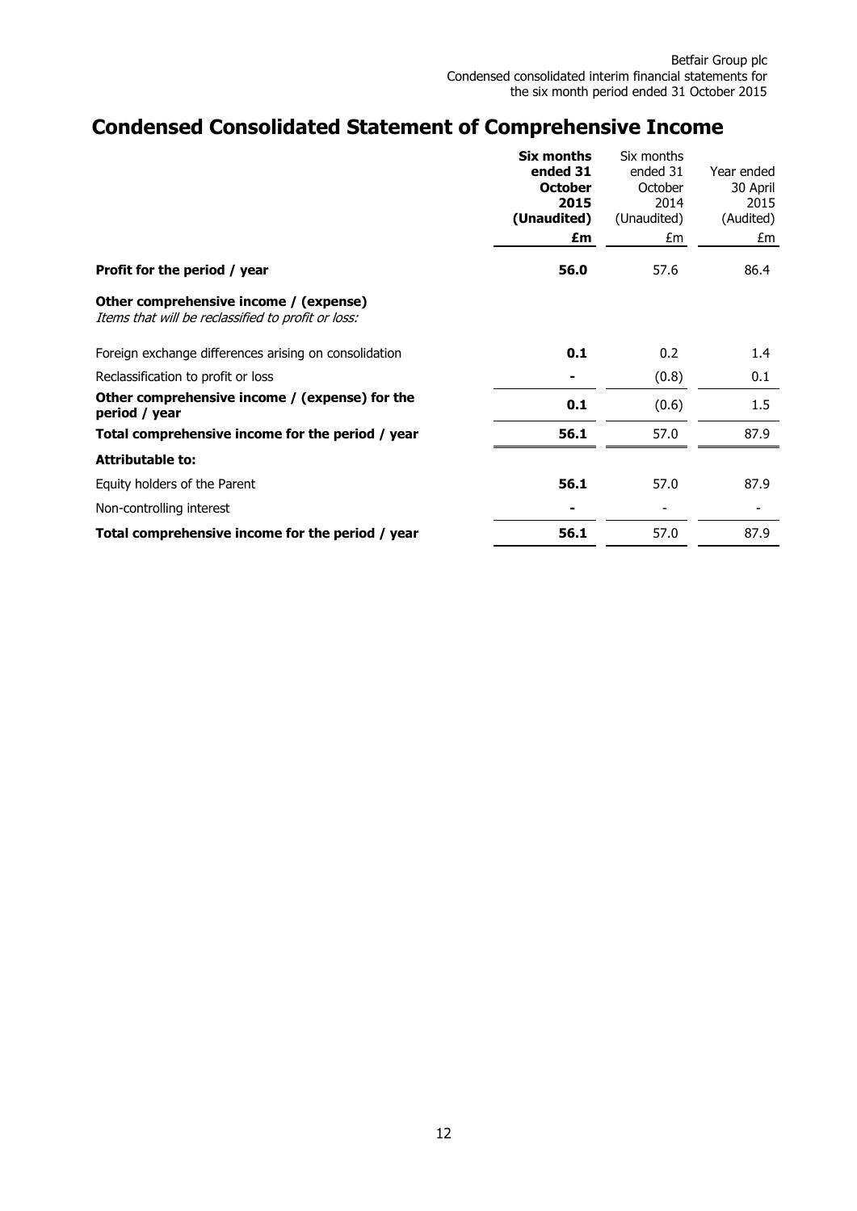# Condensed Consolidated Statement of Comprehensive Income

| | **Six months ended 31 October 2015 (Unaudited)** | Six months ended 31 October 2014 (Unaudited) | Year ended 30 April 2015 (Audited) |
|---|---|---|---|
| | **£m** | £m | £m |
| **Profit for the period / year** | **56.0** | 57.6 | 86.4 |
| **Other comprehensive income / (expense)** *Items that will be reclassified to profit or loss:* | | | |
| Foreign exchange differences arising on consolidation | **0.1** | 0.2 | 1.4 |
| Reclassification to profit or loss | **-** | (0.8) | 0.1 |
| **Other comprehensive income / (expense) for the period / year** | **0.1** | (0.6) | 1.5 |
| **Total comprehensive income for the period / year** | **56.1** | 57.0 | 87.9 |
| **Attributable to:** | | | |
| Equity holders of the Parent | **56.1** | 57.0 | 87.9 |
| Non-controlling interest | **-** | - | - |
| **Total comprehensive income for the period / year** | **56.1** | 57.0 | 87.9 |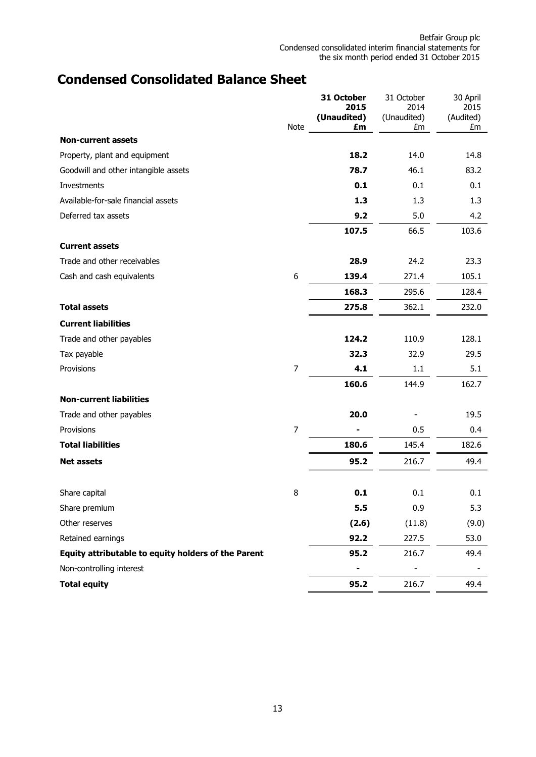# Condensed Consolidated Balance Sheet

| | Note | **31 October 2015 (Unaudited) £m** | 31 October 2014 (Unaudited) £m | 30 April 2015 (Audited) £m |
|---|---|---|---|---|
| **Non-current assets** | | | | |
| Property, plant and equipment | | **18.2** | 14.0 | 14.8 |
| Goodwill and other intangible assets | | **78.7** | 46.1 | 83.2 |
| Investments | | **0.1** | 0.1 | 0.1 |
| Available-for-sale financial assets | | **1.3** | 1.3 | 1.3 |
| Deferred tax assets | | **9.2** | 5.0 | 4.2 |
| | | **107.5** | 66.5 | 103.6 |
| **Current assets** | | | | |
| Trade and other receivables | | **28.9** | 24.2 | 23.3 |
| Cash and cash equivalents | 6 | **139.4** | 271.4 | 105.1 |
| | | **168.3** | 295.6 | 128.4 |
| **Total assets** | | **275.8** | 362.1 | 232.0 |
| **Current liabilities** | | | | |
| Trade and other payables | | **124.2** | 110.9 | 128.1 |
| Tax payable | | **32.3** | 32.9 | 29.5 |
| Provisions | 7 | **4.1** | 1.1 | 5.1 |
| | | **160.6** | 144.9 | 162.7 |
| **Non-current liabilities** | | | | |
| Trade and other payables | | **20.0** | - | 19.5 |
| Provisions | 7 | **-** | 0.5 | 0.4 |
| **Total liabilities** | | **180.6** | 145.4 | 182.6 |
| **Net assets** | | **95.2** | 216.7 | 49.4 |
| | | | | |
| Share capital | 8 | **0.1** | 0.1 | 0.1 |
| Share premium | | **5.5** | 0.9 | 5.3 |
| Other reserves | | **(2.6)** | (11.8) | (9.0) |
| Retained earnings | | **92.2** | 227.5 | 53.0 |
| **Equity attributable to equity holders of the Parent** | | **95.2** | 216.7 | 49.4 |
| Non-controlling interest | | **-** | - | - |
| **Total equity** | | **95.2** | 216.7 | 49.4 |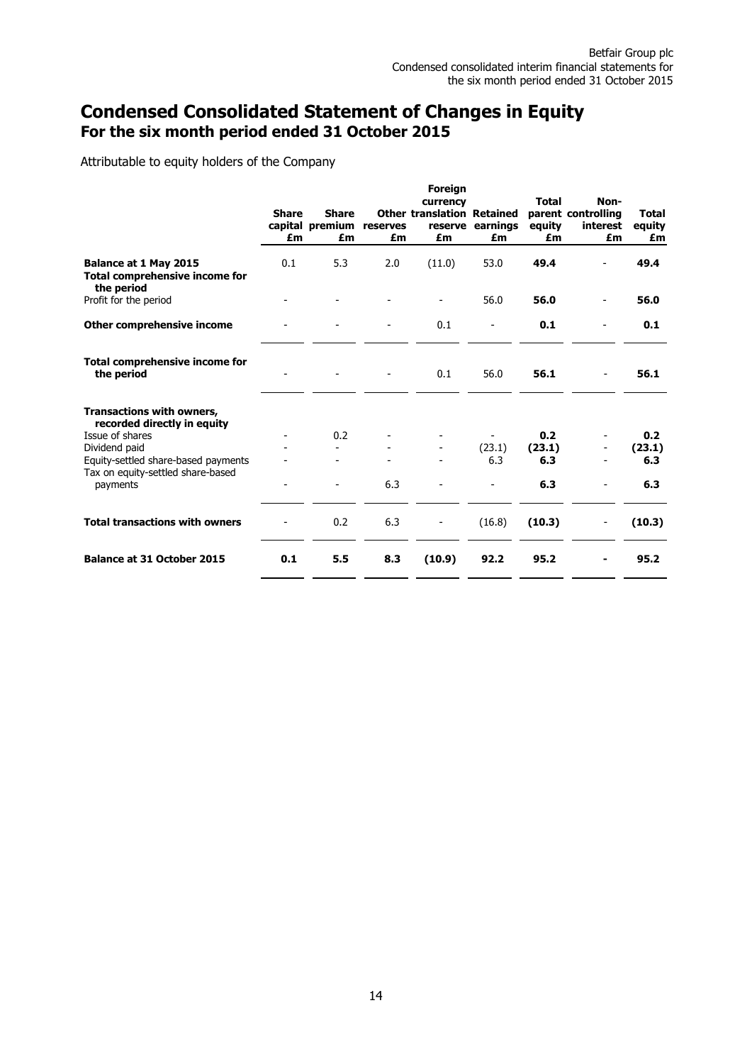# Condensed Consolidated Statement of Changes in Equity
## For the six month period ended 31 October 2015

Attributable to equity holders of the Company

| | Share capital £m | Share premium £m | Other reserves £m | Foreign currency translation reserve £m | Retained earnings £m | Total parent equity £m | Non-controlling interest £m | Total equity £m |
|---|---|---|---|---|---|---|---|---|
| **Balance at 1 May 2015** | 0.1 | 5.3 | 2.0 | (11.0) | 53.0 | **49.4** | - | **49.4** |
| **Total comprehensive income for the period** | | | | | | | | |
| Profit for the period | - | - | - | - | 56.0 | **56.0** | - | **56.0** |
| **Other comprehensive income** | - | - | - | 0.1 | - | **0.1** | - | **0.1** |
| **Total comprehensive income for the period** | - | - | - | 0.1 | 56.0 | **56.1** | - | **56.1** |
| **Transactions with owners, recorded directly in equity** | | | | | | | | |
| Issue of shares | - | 0.2 | - | - | - | **0.2** | - | **0.2** |
| Dividend paid | - | - | - | - | (23.1) | **(23.1)** | - | **(23.1)** |
| Equity-settled share-based payments | - | - | - | - | 6.3 | **6.3** | - | **6.3** |
| Tax on equity-settled share-based payments | - | - | 6.3 | - | - | **6.3** | - | **6.3** |
| **Total transactions with owners** | - | 0.2 | 6.3 | - | (16.8) | **(10.3)** | - | **(10.3)** |
| **Balance at 31 October 2015** | **0.1** | **5.5** | **8.3** | **(10.9)** | **92.2** | **95.2** | **-** | **95.2** |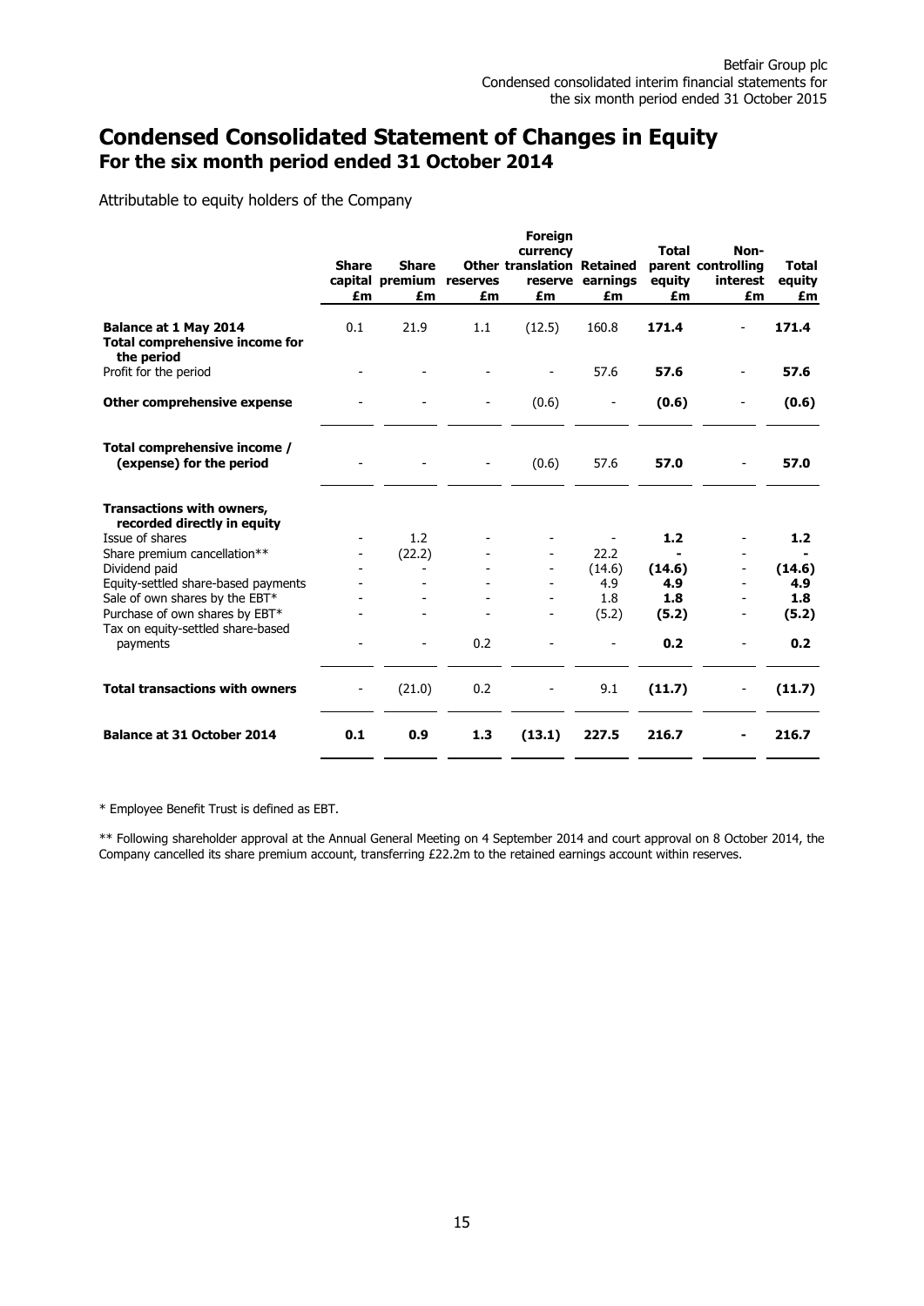# Condensed Consolidated Statement of Changes in Equity

## For the six month period ended 31 October 2014

Attributable to equity holders of the Company

| | Share capital £m | Share premium £m | Other reserves £m | Foreign currency translation reserve £m | Retained earnings £m | Total parent equity £m | Non-controlling interest £m | Total equity £m |
|---|---|---|---|---|---|---|---|---|
| **Balance at 1 May 2014** | 0.1 | 21.9 | 1.1 | (12.5) | 160.8 | **171.4** | - | **171.4** |
| **Total comprehensive income for the period** | | | | | | | | |
| Profit for the period | - | - | - | - | 57.6 | **57.6** | - | **57.6** |
| **Other comprehensive expense** | - | - | - | (0.6) | - | **(0.6)** | - | **(0.6)** |
| **Total comprehensive income / (expense) for the period** | - | - | - | (0.6) | 57.6 | **57.0** | - | **57.0** |
| **Transactions with owners, recorded directly in equity** | | | | | | | | |
| Issue of shares | - | 1.2 | - | - | - | **1.2** | - | **1.2** |
| Share premium cancellation** | - | (22.2) | - | - | 22.2 | **-** | - | **-** |
| Dividend paid | - | - | - | - | (14.6) | **(14.6)** | - | **(14.6)** |
| Equity-settled share-based payments | - | - | - | - | 4.9 | **4.9** | - | **4.9** |
| Sale of own shares by the EBT* | - | - | - | - | 1.8 | **1.8** | - | **1.8** |
| Purchase of own shares by EBT* | - | - | - | - | (5.2) | **(5.2)** | - | **(5.2)** |
| Tax on equity-settled share-based payments | - | - | 0.2 | - | - | **0.2** | - | **0.2** |
| **Total transactions with owners** | - | (21.0) | 0.2 | - | 9.1 | **(11.7)** | - | **(11.7)** |
| **Balance at 31 October 2014** | **0.1** | **0.9** | **1.3** | **(13.1)** | **227.5** | **216.7** | **-** | **216.7** |

* Employee Benefit Trust is defined as EBT.

** Following shareholder approval at the Annual General Meeting on 4 September 2014 and court approval on 8 October 2014, the Company cancelled its share premium account, transferring £22.2m to the retained earnings account within reserves.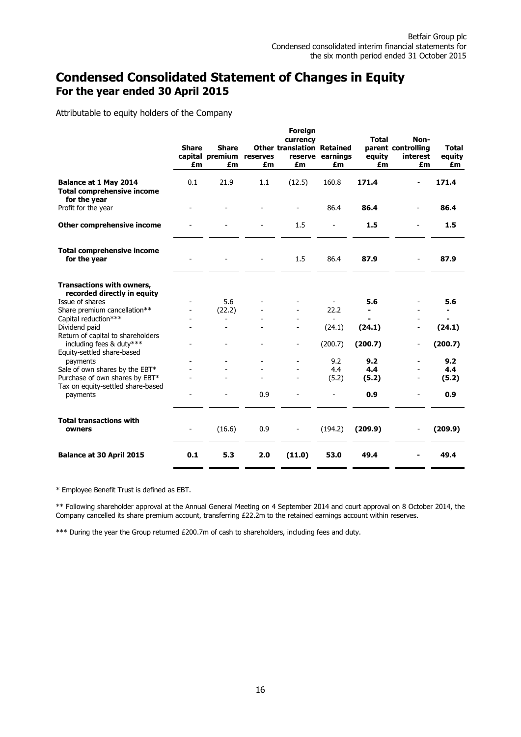# Condensed Consolidated Statement of Changes in Equity
## For the year ended 30 April 2015

Attributable to equity holders of the Company

| | Share capital £m | Share premium £m | Other reserves £m | Foreign currency translation reserve £m | Retained earnings £m | Total parent equity £m | Non-controlling interest £m | Total equity £m |
|---|---|---|---|---|---|---|---|---|
| **Balance at 1 May 2014** | 0.1 | 21.9 | 1.1 | (12.5) | 160.8 | **171.4** | - | **171.4** |
| **Total comprehensive income for the year** | | | | | | | | |
| Profit for the year | - | - | - | - | 86.4 | **86.4** | - | **86.4** |
| **Other comprehensive income** | - | - | - | 1.5 | - | **1.5** | - | **1.5** |
| **Total comprehensive income for the year** | - | - | - | 1.5 | 86.4 | **87.9** | - | **87.9** |
| **Transactions with owners, recorded directly in equity** | | | | | | | | |
| Issue of shares | - | 5.6 | - | - | - | **5.6** | - | **5.6** |
| Share premium cancellation** | - | (22.2) | - | - | 22.2 | **-** | - | **-** |
| Capital reduction*** | - | - | - | - | - | **-** | - | **-** |
| Dividend paid | - | - | - | - | (24.1) | **(24.1)** | - | **(24.1)** |
| Return of capital to shareholders including fees & duty*** | - | - | - | - | (200.7) | **(200.7)** | - | **(200.7)** |
| Equity-settled share-based payments | - | - | - | - | 9.2 | **9.2** | - | **9.2** |
| Sale of own shares by the EBT* | - | - | - | - | 4.4 | **4.4** | - | **4.4** |
| Purchase of own shares by EBT* | - | - | - | - | (5.2) | **(5.2)** | - | **(5.2)** |
| Tax on equity-settled share-based payments | - | - | 0.9 | - | - | **0.9** | - | **0.9** |
| **Total transactions with owners** | - | (16.6) | 0.9 | - | (194.2) | **(209.9)** | - | **(209.9)** |
| **Balance at 30 April 2015** | **0.1** | **5.3** | **2.0** | **(11.0)** | **53.0** | **49.4** | **-** | **49.4** |

* Employee Benefit Trust is defined as EBT.

** Following shareholder approval at the Annual General Meeting on 4 September 2014 and court approval on 8 October 2014, the Company cancelled its share premium account, transferring £22.2m to the retained earnings account within reserves.

*** During the year the Group returned £200.7m of cash to shareholders, including fees and duty.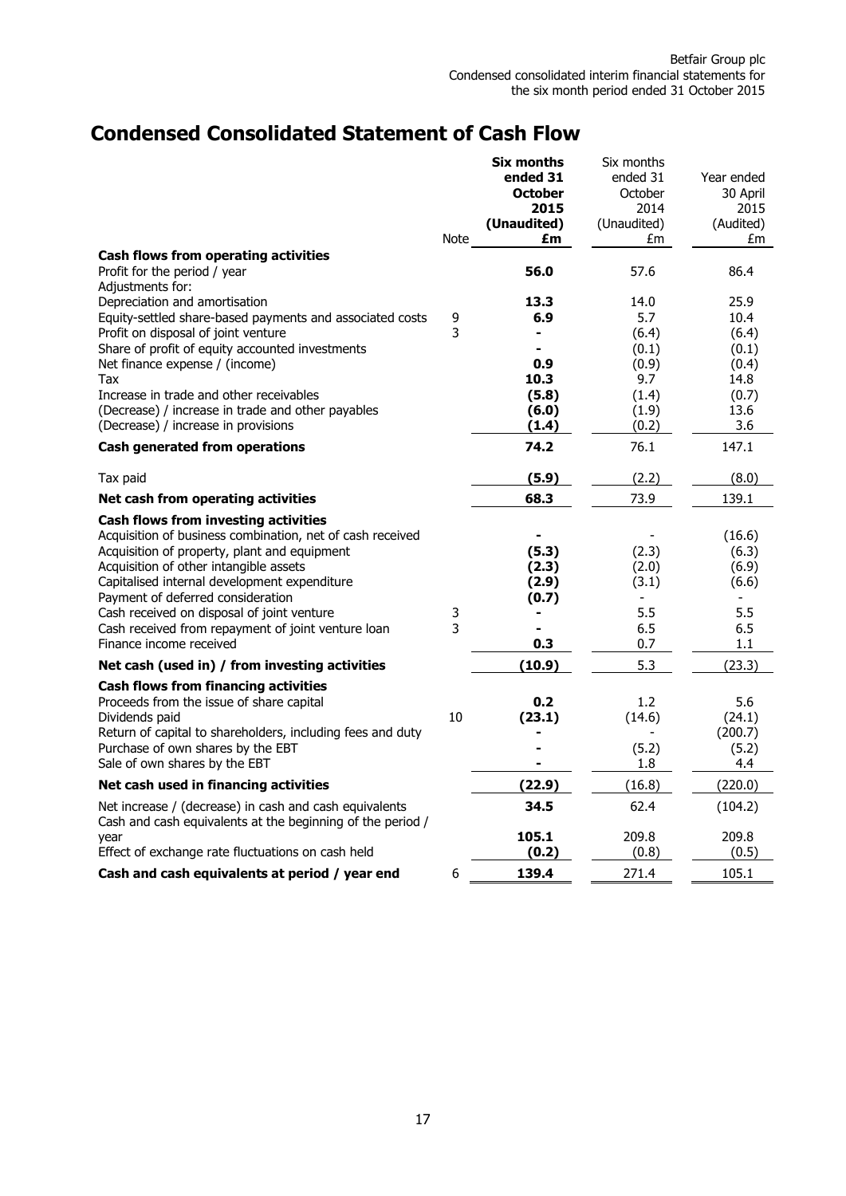# Condensed Consolidated Statement of Cash Flow

| | Note | **Six months ended 31 October 2015 (Unaudited) £m** | Six months ended 31 October 2014 (Unaudited) £m | Year ended 30 April 2015 (Audited) £m |
|---|---|---|---|---|
| **Cash flows from operating activities** | | | | |
| Profit for the period / year | | **56.0** | 57.6 | 86.4 |
| Adjustments for: | | | | |
| Depreciation and amortisation | | **13.3** | 14.0 | 25.9 |
| Equity-settled share-based payments and associated costs | 9 | **6.9** | 5.7 | 10.4 |
| Profit on disposal of joint venture | 3 | **-** | (6.4) | (6.4) |
| Share of profit of equity accounted investments | | **-** | (0.1) | (0.1) |
| Net finance expense / (income) | | **0.9** | (0.9) | (0.4) |
| Tax | | **10.3** | 9.7 | 14.8 |
| Increase in trade and other receivables | | **(5.8)** | (1.4) | (0.7) |
| (Decrease) / increase in trade and other payables | | **(6.0)** | (1.9) | 13.6 |
| (Decrease) / increase in provisions | | **(1.4)** | (0.2) | 3.6 |
| **Cash generated from operations** | | **74.2** | 76.1 | 147.1 |
| Tax paid | | **(5.9)** | (2.2) | (8.0) |
| **Net cash from operating activities** | | **68.3** | 73.9 | 139.1 |
| **Cash flows from investing activities** | | | | |
| Acquisition of business combination, net of cash received | | **-** | - | (16.6) |
| Acquisition of property, plant and equipment | | **(5.3)** | (2.3) | (6.3) |
| Acquisition of other intangible assets | | **(2.3)** | (2.0) | (6.9) |
| Capitalised internal development expenditure | | **(2.9)** | (3.1) | (6.6) |
| Payment of deferred consideration | | **(0.7)** | - | - |
| Cash received on disposal of joint venture | 3 | **-** | 5.5 | 5.5 |
| Cash received from repayment of joint venture loan | 3 | **-** | 6.5 | 6.5 |
| Finance income received | | **0.3** | 0.7 | 1.1 |
| **Net cash (used in) / from investing activities** | | **(10.9)** | 5.3 | (23.3) |
| **Cash flows from financing activities** | | | | |
| Proceeds from the issue of share capital | | **0.2** | 1.2 | 5.6 |
| Dividends paid | 10 | **(23.1)** | (14.6) | (24.1) |
| Return of capital to shareholders, including fees and duty | | **-** | - | (200.7) |
| Purchase of own shares by the EBT | | **-** | (5.2) | (5.2) |
| Sale of own shares by the EBT | | **-** | 1.8 | 4.4 |
| **Net cash used in financing activities** | | **(22.9)** | (16.8) | (220.0) |
| Net increase / (decrease) in cash and cash equivalents | | **34.5** | 62.4 | (104.2) |
| Cash and cash equivalents at the beginning of the period / year | | **105.1** | 209.8 | 209.8 |
| Effect of exchange rate fluctuations on cash held | | **(0.2)** | (0.8) | (0.5) |
| **Cash and cash equivalents at period / year end** | 6 | **139.4** | 271.4 | 105.1 |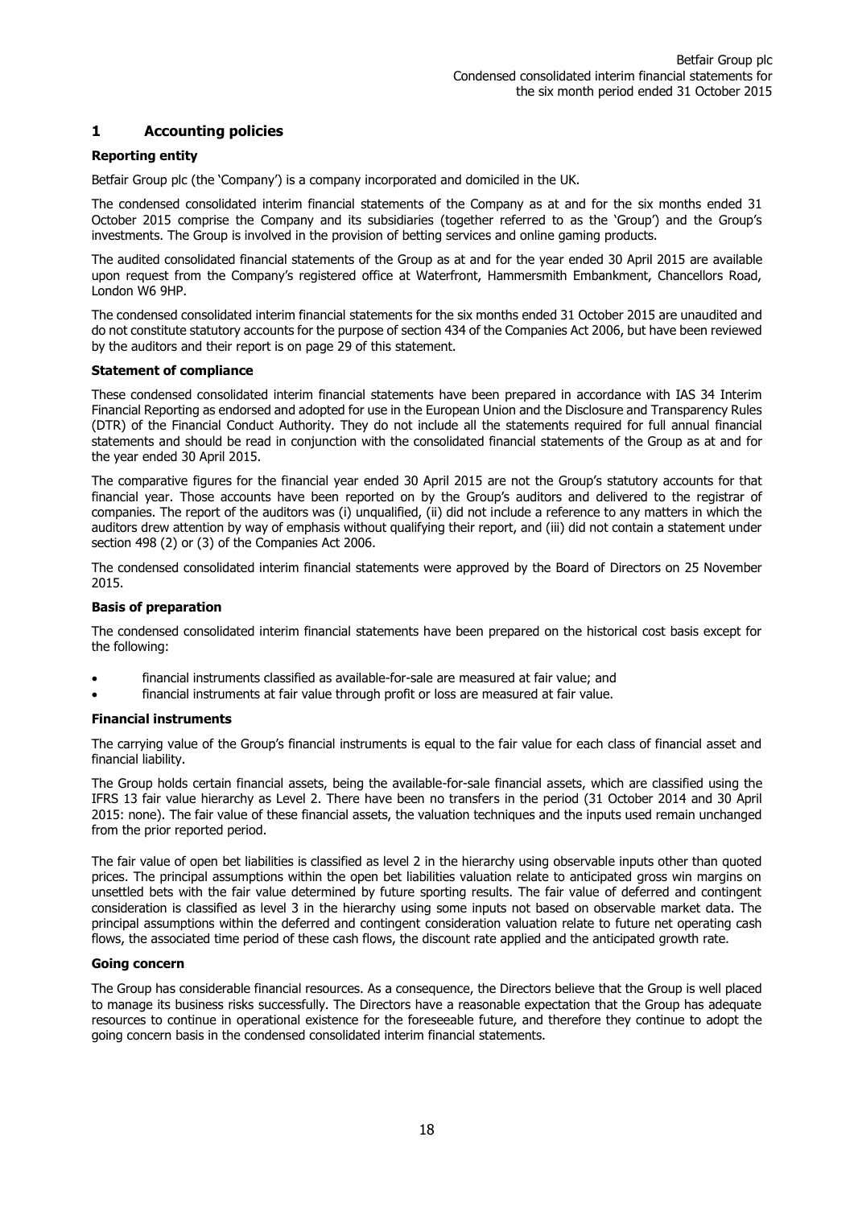## 1 Accounting policies

### Reporting entity

Betfair Group plc (the 'Company') is a company incorporated and domiciled in the UK.

The condensed consolidated interim financial statements of the Company as at and for the six months ended 31 October 2015 comprise the Company and its subsidiaries (together referred to as the 'Group') and the Group's investments. The Group is involved in the provision of betting services and online gaming products.

The audited consolidated financial statements of the Group as at and for the year ended 30 April 2015 are available upon request from the Company's registered office at Waterfront, Hammersmith Embankment, Chancellors Road, London W6 9HP.

The condensed consolidated interim financial statements for the six months ended 31 October 2015 are unaudited and do not constitute statutory accounts for the purpose of section 434 of the Companies Act 2006, but have been reviewed by the auditors and their report is on page 29 of this statement.

### Statement of compliance

These condensed consolidated interim financial statements have been prepared in accordance with IAS 34 Interim Financial Reporting as endorsed and adopted for use in the European Union and the Disclosure and Transparency Rules (DTR) of the Financial Conduct Authority. They do not include all the statements required for full annual financial statements and should be read in conjunction with the consolidated financial statements of the Group as at and for the year ended 30 April 2015.

The comparative figures for the financial year ended 30 April 2015 are not the Group's statutory accounts for that financial year. Those accounts have been reported on by the Group's auditors and delivered to the registrar of companies. The report of the auditors was (i) unqualified, (ii) did not include a reference to any matters in which the auditors drew attention by way of emphasis without qualifying their report, and (iii) did not contain a statement under section 498 (2) or (3) of the Companies Act 2006.

The condensed consolidated interim financial statements were approved by the Board of Directors on 25 November 2015.

### Basis of preparation

The condensed consolidated interim financial statements have been prepared on the historical cost basis except for the following:

- financial instruments classified as available-for-sale are measured at fair value; and
- financial instruments at fair value through profit or loss are measured at fair value.

### Financial instruments

The carrying value of the Group's financial instruments is equal to the fair value for each class of financial asset and financial liability.

The Group holds certain financial assets, being the available-for-sale financial assets, which are classified using the IFRS 13 fair value hierarchy as Level 2. There have been no transfers in the period (31 October 2014 and 30 April 2015: none). The fair value of these financial assets, the valuation techniques and the inputs used remain unchanged from the prior reported period.

The fair value of open bet liabilities is classified as level 2 in the hierarchy using observable inputs other than quoted prices. The principal assumptions within the open bet liabilities valuation relate to anticipated gross win margins on unsettled bets with the fair value determined by future sporting results. The fair value of deferred and contingent consideration is classified as level 3 in the hierarchy using some inputs not based on observable market data. The principal assumptions within the deferred and contingent consideration valuation relate to future net operating cash flows, the associated time period of these cash flows, the discount rate applied and the anticipated growth rate.

### Going concern

The Group has considerable financial resources. As a consequence, the Directors believe that the Group is well placed to manage its business risks successfully. The Directors have a reasonable expectation that the Group has adequate resources to continue in operational existence for the foreseeable future, and therefore they continue to adopt the going concern basis in the condensed consolidated interim financial statements.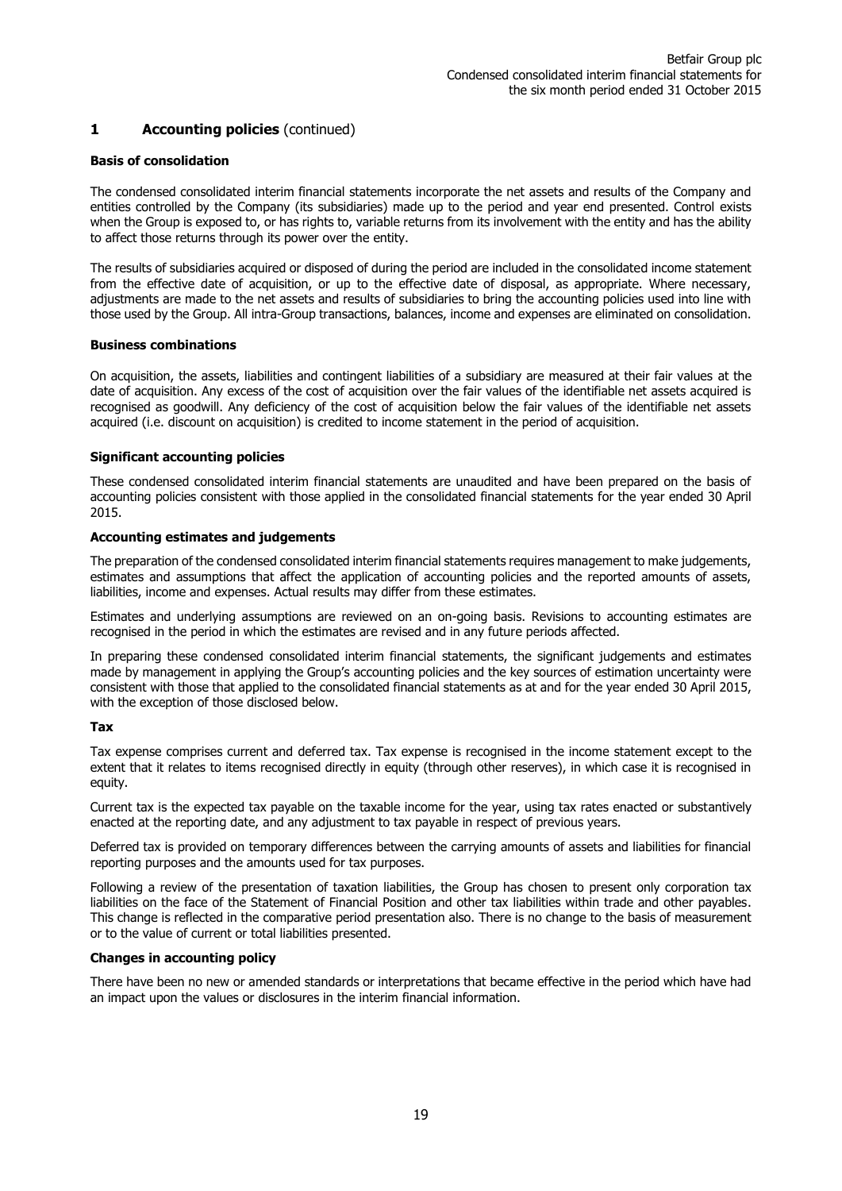## 1 Accounting policies (continued)

**Basis of consolidation**

The condensed consolidated interim financial statements incorporate the net assets and results of the Company and entities controlled by the Company (its subsidiaries) made up to the period and year end presented. Control exists when the Group is exposed to, or has rights to, variable returns from its involvement with the entity and has the ability to affect those returns through its power over the entity.

The results of subsidiaries acquired or disposed of during the period are included in the consolidated income statement from the effective date of acquisition, or up to the effective date of disposal, as appropriate. Where necessary, adjustments are made to the net assets and results of subsidiaries to bring the accounting policies used into line with those used by the Group. All intra-Group transactions, balances, income and expenses are eliminated on consolidation.

**Business combinations**

On acquisition, the assets, liabilities and contingent liabilities of a subsidiary are measured at their fair values at the date of acquisition. Any excess of the cost of acquisition over the fair values of the identifiable net assets acquired is recognised as goodwill. Any deficiency of the cost of acquisition below the fair values of the identifiable net assets acquired (i.e. discount on acquisition) is credited to income statement in the period of acquisition.

**Significant accounting policies**

These condensed consolidated interim financial statements are unaudited and have been prepared on the basis of accounting policies consistent with those applied in the consolidated financial statements for the year ended 30 April 2015.

**Accounting estimates and judgements**

The preparation of the condensed consolidated interim financial statements requires management to make judgements, estimates and assumptions that affect the application of accounting policies and the reported amounts of assets, liabilities, income and expenses. Actual results may differ from these estimates.

Estimates and underlying assumptions are reviewed on an on-going basis. Revisions to accounting estimates are recognised in the period in which the estimates are revised and in any future periods affected.

In preparing these condensed consolidated interim financial statements, the significant judgements and estimates made by management in applying the Group's accounting policies and the key sources of estimation uncertainty were consistent with those that applied to the consolidated financial statements as at and for the year ended 30 April 2015, with the exception of those disclosed below.

**Tax**

Tax expense comprises current and deferred tax. Tax expense is recognised in the income statement except to the extent that it relates to items recognised directly in equity (through other reserves), in which case it is recognised in equity.

Current tax is the expected tax payable on the taxable income for the year, using tax rates enacted or substantively enacted at the reporting date, and any adjustment to tax payable in respect of previous years.

Deferred tax is provided on temporary differences between the carrying amounts of assets and liabilities for financial reporting purposes and the amounts used for tax purposes.

Following a review of the presentation of taxation liabilities, the Group has chosen to present only corporation tax liabilities on the face of the Statement of Financial Position and other tax liabilities within trade and other payables. This change is reflected in the comparative period presentation also. There is no change to the basis of measurement or to the value of current or total liabilities presented.

**Changes in accounting policy**

There have been no new or amended standards or interpretations that became effective in the period which have had an impact upon the values or disclosures in the interim financial information.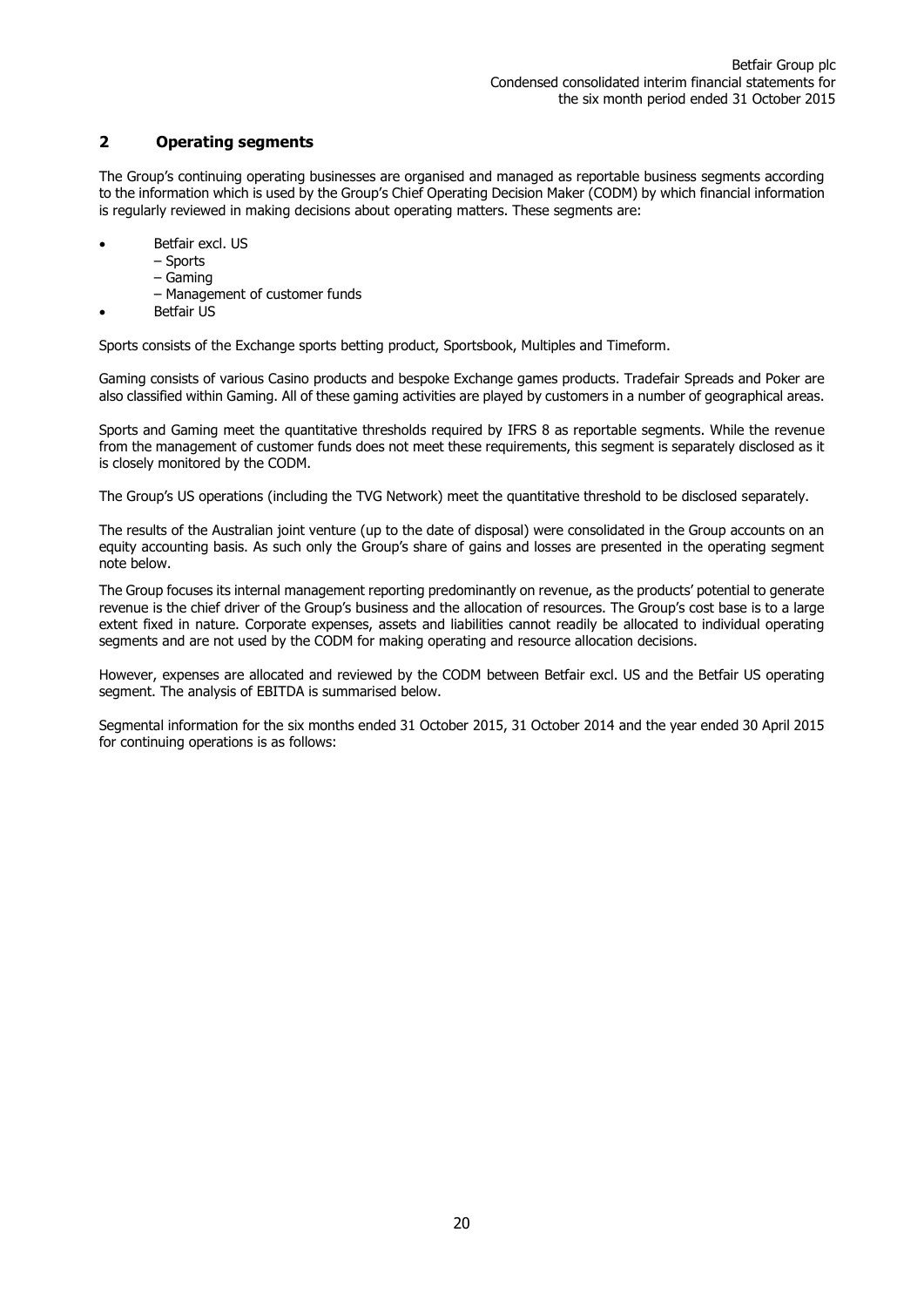## 2 Operating segments

The Group's continuing operating businesses are organised and managed as reportable business segments according to the information which is used by the Group's Chief Operating Decision Maker (CODM) by which financial information is regularly reviewed in making decisions about operating matters. These segments are:

- Betfair excl. US
  - – Sports
  - – Gaming
  - – Management of customer funds
- Betfair US

Sports consists of the Exchange sports betting product, Sportsbook, Multiples and Timeform.

Gaming consists of various Casino products and bespoke Exchange games products. Tradefair Spreads and Poker are also classified within Gaming. All of these gaming activities are played by customers in a number of geographical areas.

Sports and Gaming meet the quantitative thresholds required by IFRS 8 as reportable segments. While the revenue from the management of customer funds does not meet these requirements, this segment is separately disclosed as it is closely monitored by the CODM.

The Group's US operations (including the TVG Network) meet the quantitative threshold to be disclosed separately.

The results of the Australian joint venture (up to the date of disposal) were consolidated in the Group accounts on an equity accounting basis. As such only the Group's share of gains and losses are presented in the operating segment note below.

The Group focuses its internal management reporting predominantly on revenue, as the products' potential to generate revenue is the chief driver of the Group's business and the allocation of resources. The Group's cost base is to a large extent fixed in nature. Corporate expenses, assets and liabilities cannot readily be allocated to individual operating segments and are not used by the CODM for making operating and resource allocation decisions.

However, expenses are allocated and reviewed by the CODM between Betfair excl. US and the Betfair US operating segment. The analysis of EBITDA is summarised below.

Segmental information for the six months ended 31 October 2015, 31 October 2014 and the year ended 30 April 2015 for continuing operations is as follows: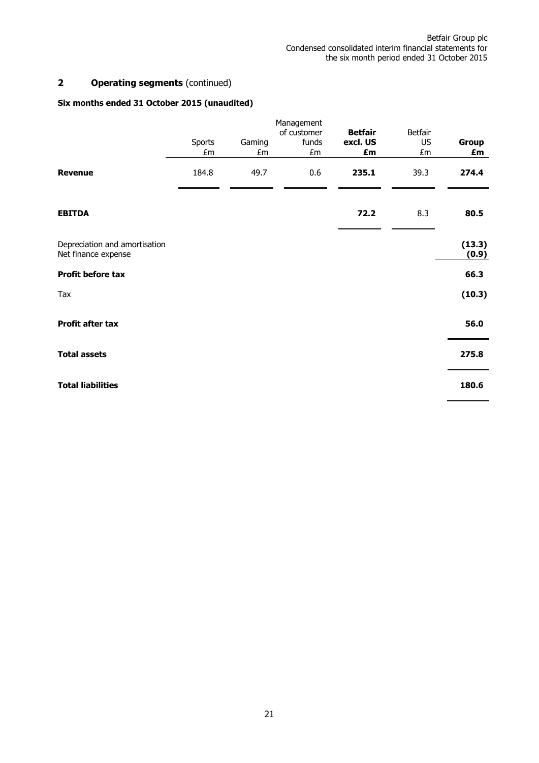## 2 Operating segments (continued)

**Six months ended 31 October 2015 (unaudited)**

| | Sports £m | Gaming £m | Management of customer funds £m | **Betfair excl. US £m** | Betfair US £m | **Group £m** |
|---|---|---|---|---|---|---|
| **Revenue** | 184.8 | 49.7 | 0.6 | **235.1** | 39.3 | **274.4** |
| **EBITDA** | | | | **72.2** | 8.3 | **80.5** |
| Depreciation and amortisation | | | | | | **(13.3)** |
| Net finance expense | | | | | | **(0.9)** |
| **Profit before tax** | | | | | | **66.3** |
| Tax | | | | | | **(10.3)** |
| **Profit after tax** | | | | | | **56.0** |
| **Total assets** | | | | | | **275.8** |
| **Total liabilities** | | | | | | **180.6** |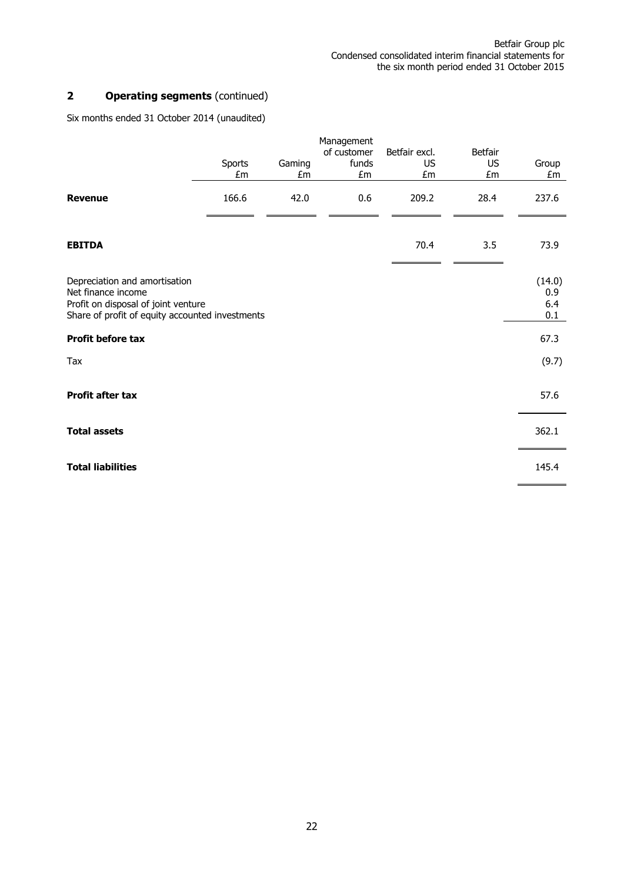## 2 Operating segments (continued)

Six months ended 31 October 2014 (unaudited)

| | Sports £m | Gaming £m | Management of customer funds £m | Betfair excl. US £m | Betfair US £m | Group £m |
|---|---|---|---|---|---|---|
| **Revenue** | 166.6 | 42.0 | 0.6 | 209.2 | 28.4 | 237.6 |
| **EBITDA** | | | | 70.4 | 3.5 | 73.9 |
| Depreciation and amortisation | | | | | | (14.0) |
| Net finance income | | | | | | 0.9 |
| Profit on disposal of joint venture | | | | | | 6.4 |
| Share of profit of equity accounted investments | | | | | | 0.1 |
| **Profit before tax** | | | | | | 67.3 |
| Tax | | | | | | (9.7) |
| **Profit after tax** | | | | | | 57.6 |
| **Total assets** | | | | | | 362.1 |
| **Total liabilities** | | | | | | 145.4 |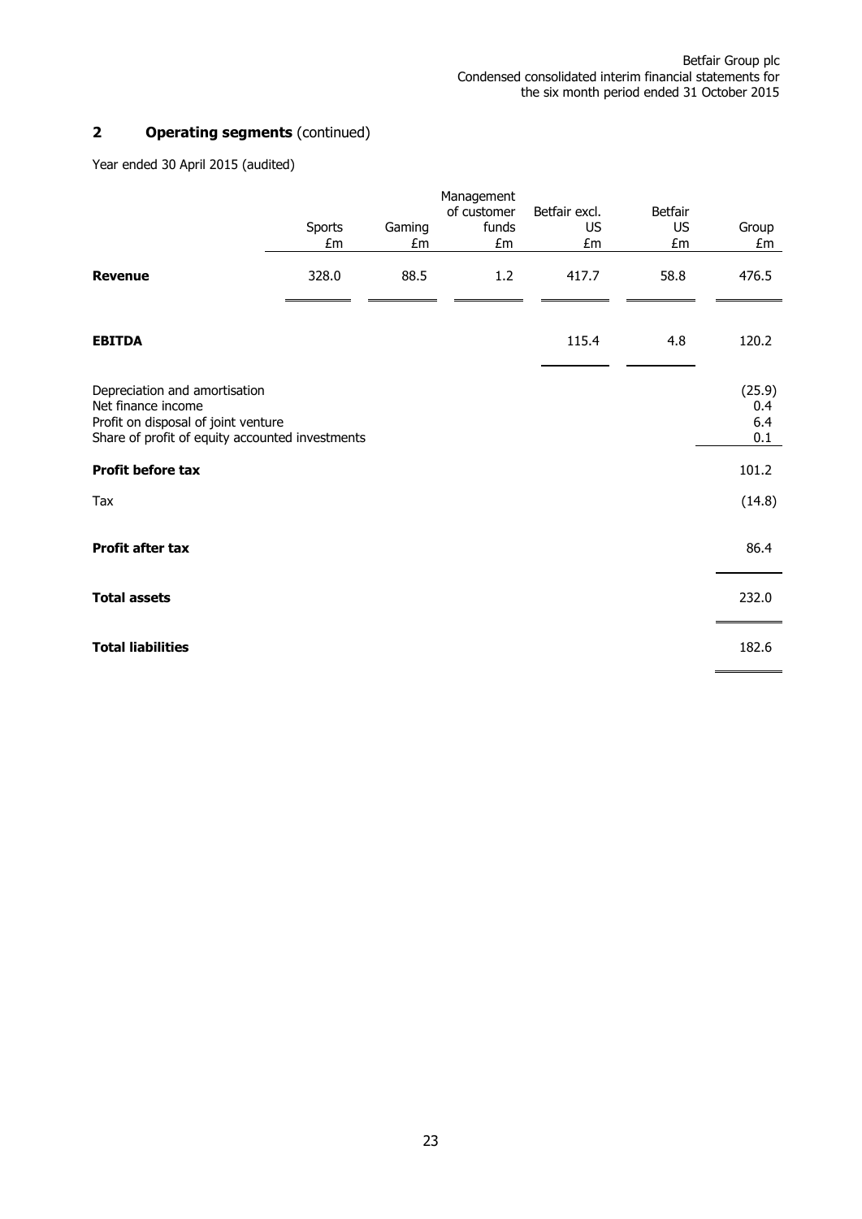## 2 Operating segments (continued)

Year ended 30 April 2015 (audited)

| | Sports £m | Gaming £m | Management of customer funds £m | Betfair excl. US £m | Betfair US £m | Group £m |
|---|---|---|---|---|---|---|
| **Revenue** | 328.0 | 88.5 | 1.2 | 417.7 | 58.8 | 476.5 |
| **EBITDA** | | | | 115.4 | 4.8 | 120.2 |
| Depreciation and amortisation | | | | | | (25.9) |
| Net finance income | | | | | | 0.4 |
| Profit on disposal of joint venture | | | | | | 6.4 |
| Share of profit of equity accounted investments | | | | | | 0.1 |
| **Profit before tax** | | | | | | 101.2 |
| Tax | | | | | | (14.8) |
| **Profit after tax** | | | | | | 86.4 |
| **Total assets** | | | | | | 232.0 |
| **Total liabilities** | | | | | | 182.6 |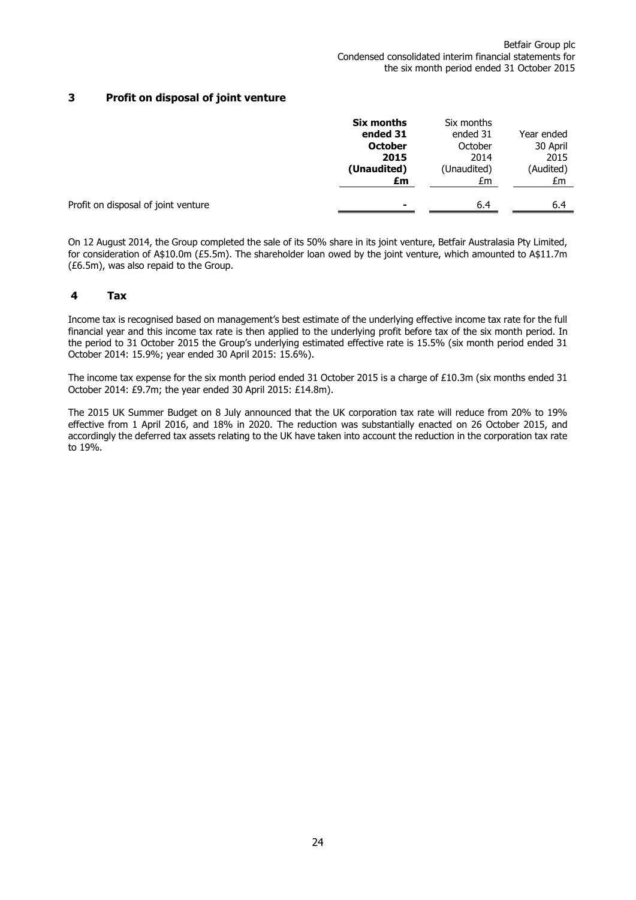## 3 Profit on disposal of joint venture

| | **Six months ended 31 October 2015 (Unaudited) £m** | Six months ended 31 October 2014 (Unaudited) £m | Year ended 30 April 2015 (Audited) £m |
|---|---|---|---|
| Profit on disposal of joint venture | - | 6.4 | 6.4 |

On 12 August 2014, the Group completed the sale of its 50% share in its joint venture, Betfair Australasia Pty Limited, for consideration of A$10.0m (£5.5m). The shareholder loan owed by the joint venture, which amounted to A$11.7m (£6.5m), was also repaid to the Group.

## 4 Tax

Income tax is recognised based on management's best estimate of the underlying effective income tax rate for the full financial year and this income tax rate is then applied to the underlying profit before tax of the six month period. In the period to 31 October 2015 the Group's underlying estimated effective rate is 15.5% (six month period ended 31 October 2014: 15.9%; year ended 30 April 2015: 15.6%).

The income tax expense for the six month period ended 31 October 2015 is a charge of £10.3m (six months ended 31 October 2014: £9.7m; the year ended 30 April 2015: £14.8m).

The 2015 UK Summer Budget on 8 July announced that the UK corporation tax rate will reduce from 20% to 19% effective from 1 April 2016, and 18% in 2020. The reduction was substantially enacted on 26 October 2015, and accordingly the deferred tax assets relating to the UK have taken into account the reduction in the corporation tax rate to 19%.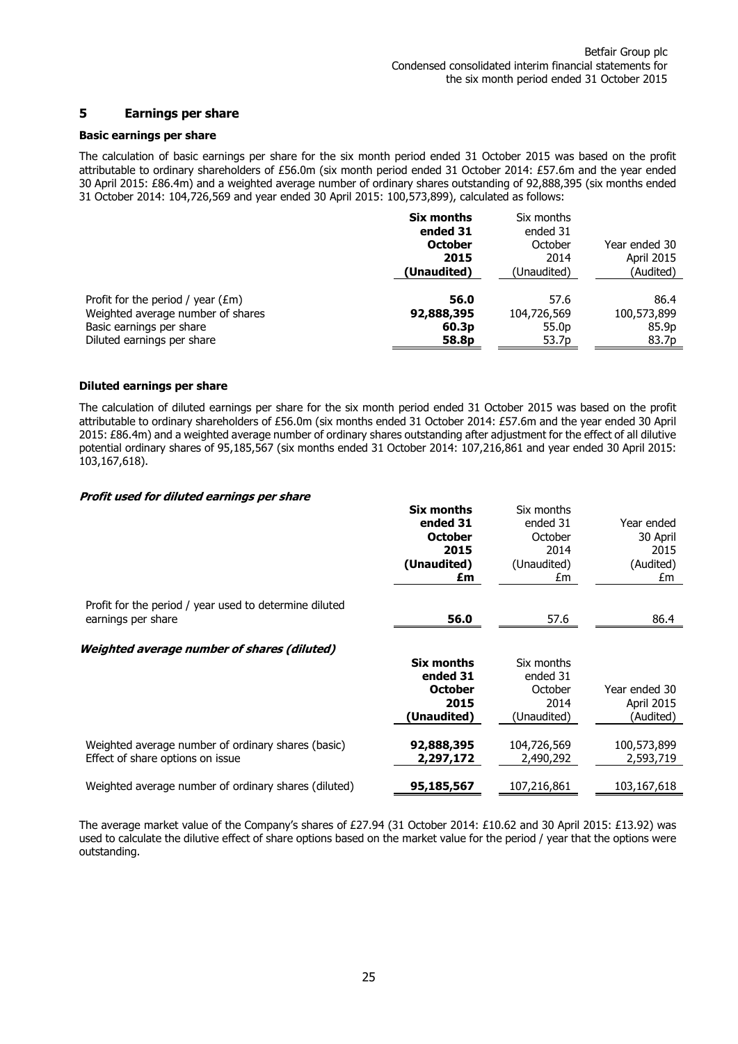## 5 Earnings per share

### Basic earnings per share

The calculation of basic earnings per share for the six month period ended 31 October 2015 was based on the profit attributable to ordinary shareholders of £56.0m (six month period ended 31 October 2014: £57.6m and the year ended 30 April 2015: £86.4m) and a weighted average number of ordinary shares outstanding of 92,888,395 (six months ended 31 October 2014: 104,726,569 and year ended 30 April 2015: 100,573,899), calculated as follows:

| | **Six months ended 31 October 2015 (Unaudited)** | Six months ended 31 October 2014 (Unaudited) | Year ended 30 April 2015 (Audited) |
|---|---|---|---|
| Profit for the period / year (£m) | **56.0** | 57.6 | 86.4 |
| Weighted average number of shares | **92,888,395** | 104,726,569 | 100,573,899 |
| Basic earnings per share | **60.3p** | 55.0p | 85.9p |
| Diluted earnings per share | **58.8p** | 53.7p | 83.7p |

### Diluted earnings per share

The calculation of diluted earnings per share for the six month period ended 31 October 2015 was based on the profit attributable to ordinary shareholders of £56.0m (six months ended 31 October 2014: £57.6m and the year ended 30 April 2015: £86.4m) and a weighted average number of ordinary shares outstanding after adjustment for the effect of all dilutive potential ordinary shares of 95,185,567 (six months ended 31 October 2014: 107,216,861 and year ended 30 April 2015: 103,167,618).

***Profit used for diluted earnings per share***

| | **Six months ended 31 October 2015 (Unaudited) £m** | Six months ended 31 October 2014 (Unaudited) £m | Year ended 30 April 2015 (Audited) £m |
|---|---|---|---|
| Profit for the period / year used to determine diluted earnings per share | **56.0** | 57.6 | 86.4 |

***Weighted average number of shares (diluted)***

| | **Six months ended 31 October 2015 (Unaudited)** | Six months ended 31 October 2014 (Unaudited) | Year ended 30 April 2015 (Audited) |
|---|---|---|---|
| Weighted average number of ordinary shares (basic) | **92,888,395** | 104,726,569 | 100,573,899 |
| Effect of share options on issue | **2,297,172** | 2,490,292 | 2,593,719 |
| Weighted average number of ordinary shares (diluted) | **95,185,567** | 107,216,861 | 103,167,618 |

The average market value of the Company's shares of £27.94 (31 October 2014: £10.62 and 30 April 2015: £13.92) was used to calculate the dilutive effect of share options based on the market value for the period / year that the options were outstanding.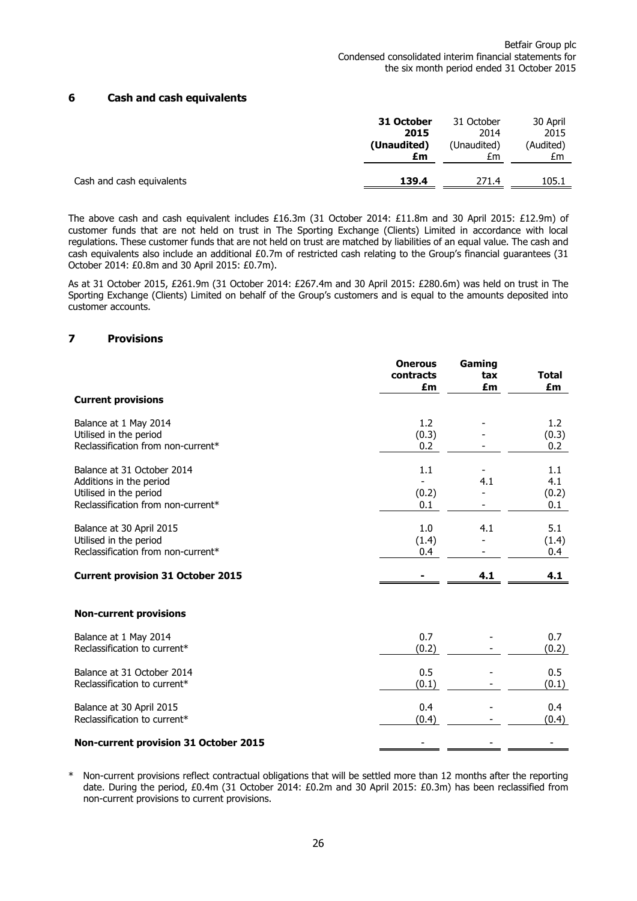## 6 Cash and cash equivalents

| | 31 October 2015 (Unaudited) £m | 31 October 2014 (Unaudited) £m | 30 April 2015 (Audited) £m |
|---|---|---|---|
| Cash and cash equivalents | **139.4** | 271.4 | 105.1 |

The above cash and cash equivalent includes £16.3m (31 October 2014: £11.8m and 30 April 2015: £12.9m) of customer funds that are not held on trust in The Sporting Exchange (Clients) Limited in accordance with local regulations. These customer funds that are not held on trust are matched by liabilities of an equal value. The cash and cash equivalents also include an additional £0.7m of restricted cash relating to the Group's financial guarantees (31 October 2014: £0.8m and 30 April 2015: £0.7m).

As at 31 October 2015, £261.9m (31 October 2014: £267.4m and 30 April 2015: £280.6m) was held on trust in The Sporting Exchange (Clients) Limited on behalf of the Group's customers and is equal to the amounts deposited into customer accounts.

## 7 Provisions

| | Onerous contracts £m | Gaming tax £m | Total £m |
|---|---|---|---|
| **Current provisions** | | | |
| Balance at 1 May 2014 | 1.2 | - | 1.2 |
| Utilised in the period | (0.3) | - | (0.3) |
| Reclassification from non-current* | 0.2 | - | 0.2 |
| Balance at 31 October 2014 | 1.1 | - | 1.1 |
| Additions in the period | - | 4.1 | 4.1 |
| Utilised in the period | (0.2) | - | (0.2) |
| Reclassification from non-current* | 0.1 | - | 0.1 |
| Balance at 30 April 2015 | 1.0 | 4.1 | 5.1 |
| Utilised in the period | (1.4) | - | (1.4) |
| Reclassification from non-current* | 0.4 | - | 0.4 |
| **Current provision 31 October 2015** | **-** | **4.1** | **4.1** |
| **Non-current provisions** | | | |
| Balance at 1 May 2014 | 0.7 | - | 0.7 |
| Reclassification to current* | (0.2) | - | (0.2) |
| Balance at 31 October 2014 | 0.5 | - | 0.5 |
| Reclassification to current* | (0.1) | - | (0.1) |
| Balance at 30 April 2015 | 0.4 | - | 0.4 |
| Reclassification to current* | (0.4) | - | (0.4) |
| **Non-current provision 31 October 2015** | - | - | - |

\* Non-current provisions reflect contractual obligations that will be settled more than 12 months after the reporting date. During the period, £0.4m (31 October 2014: £0.2m and 30 April 2015: £0.3m) has been reclassified from non-current provisions to current provisions.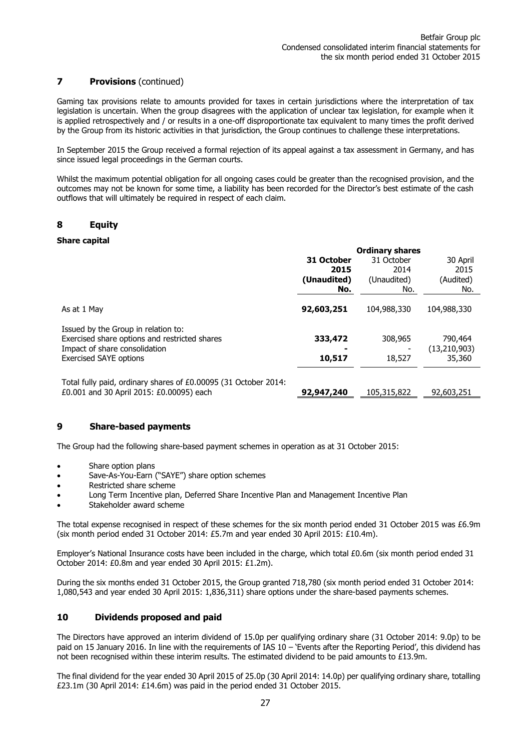## 7 Provisions (continued)

Gaming tax provisions relate to amounts provided for taxes in certain jurisdictions where the interpretation of tax legislation is uncertain. When the group disagrees with the application of unclear tax legislation, for example when it is applied retrospectively and / or results in a one-off disproportionate tax equivalent to many times the profit derived by the Group from its historic activities in that jurisdiction, the Group continues to challenge these interpretations.

In September 2015 the Group received a formal rejection of its appeal against a tax assessment in Germany, and has since issued legal proceedings in the German courts.

Whilst the maximum potential obligation for all ongoing cases could be greater than the recognised provision, and the outcomes may not be known for some time, a liability has been recorded for the Director's best estimate of the cash outflows that will ultimately be required in respect of each claim.

## 8 Equity

**Share capital**

| | Ordinary shares | | |
|---|---|---|---|
| | **31 October 2015 (Unaudited) No.** | 31 October 2014 (Unaudited) No. | 30 April 2015 (Audited) No. |
| As at 1 May | **92,603,251** | 104,988,330 | 104,988,330 |
| Issued by the Group in relation to: | | | |
| Exercised share options and restricted shares | **333,472** | 308,965 | 790,464 |
| Impact of share consolidation | **-** | - | (13,210,903) |
| Exercised SAYE options | **10,517** | 18,527 | 35,360 |
| Total fully paid, ordinary shares of £0.00095 (31 October 2014: £0.001 and 30 April 2015: £0.00095) each | **92,947,240** | 105,315,822 | 92,603,251 |

## 9 Share-based payments

The Group had the following share-based payment schemes in operation as at 31 October 2015:

- Share option plans
- Save-As-You-Earn ("SAYE") share option schemes
- Restricted share scheme
- Long Term Incentive plan, Deferred Share Incentive Plan and Management Incentive Plan
- Stakeholder award scheme

The total expense recognised in respect of these schemes for the six month period ended 31 October 2015 was £6.9m (six month period ended 31 October 2014: £5.7m and year ended 30 April 2015: £10.4m).

Employer's National Insurance costs have been included in the charge, which total £0.6m (six month period ended 31 October 2014: £0.8m and year ended 30 April 2015: £1.2m).

During the six months ended 31 October 2015, the Group granted 718,780 (six month period ended 31 October 2014: 1,080,543 and year ended 30 April 2015: 1,836,311) share options under the share-based payments schemes.

## 10 Dividends proposed and paid

The Directors have approved an interim dividend of 15.0p per qualifying ordinary share (31 October 2014: 9.0p) to be paid on 15 January 2016. In line with the requirements of IAS 10 – 'Events after the Reporting Period', this dividend has not been recognised within these interim results. The estimated dividend to be paid amounts to £13.9m.

The final dividend for the year ended 30 April 2015 of 25.0p (30 April 2014: 14.0p) per qualifying ordinary share, totalling £23.1m (30 April 2014: £14.6m) was paid in the period ended 31 October 2015.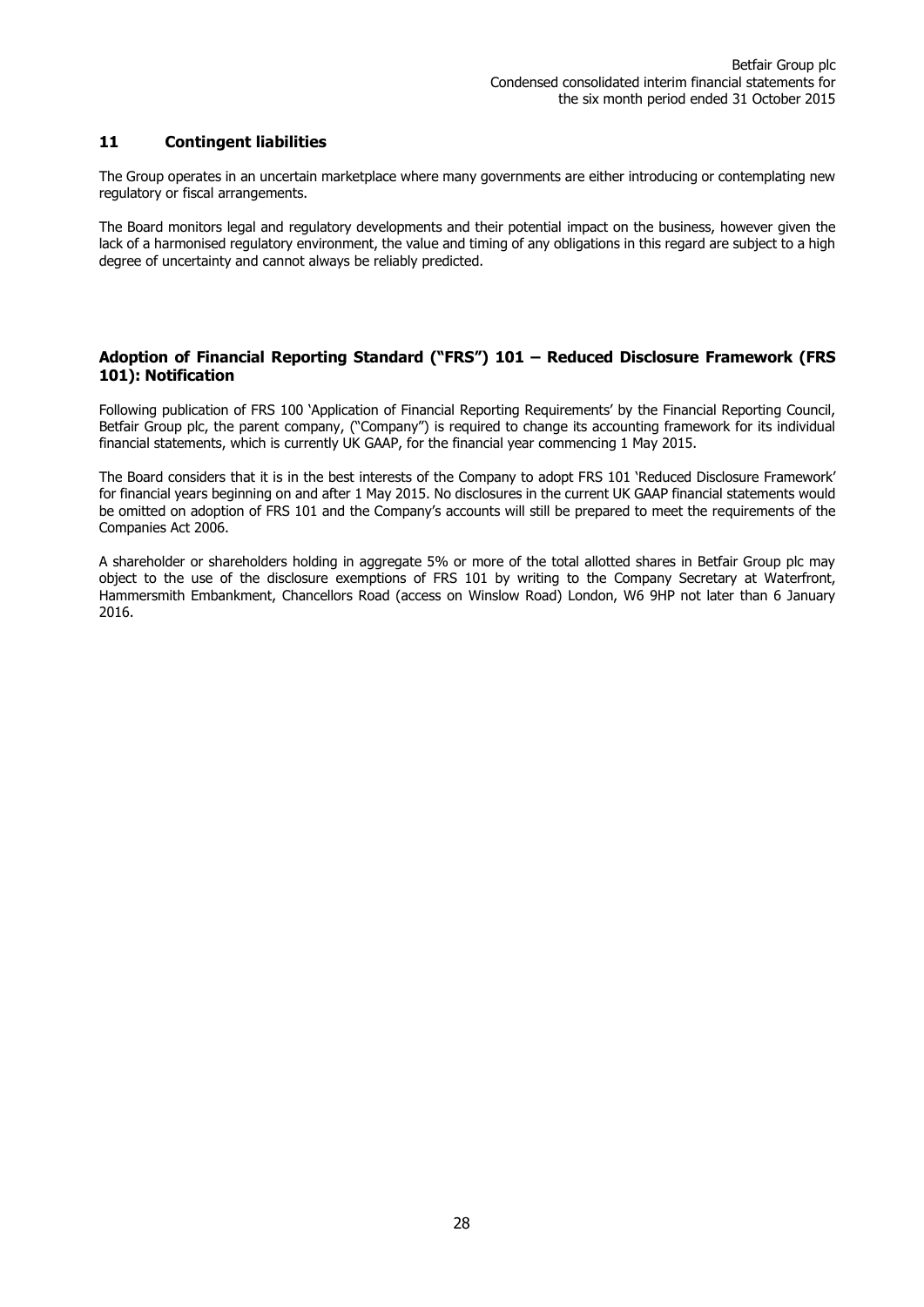## 11 Contingent liabilities

The Group operates in an uncertain marketplace where many governments are either introducing or contemplating new regulatory or fiscal arrangements.

The Board monitors legal and regulatory developments and their potential impact on the business, however given the lack of a harmonised regulatory environment, the value and timing of any obligations in this regard are subject to a high degree of uncertainty and cannot always be reliably predicted.

## Adoption of Financial Reporting Standard ("FRS") 101 – Reduced Disclosure Framework (FRS 101): Notification

Following publication of FRS 100 'Application of Financial Reporting Requirements' by the Financial Reporting Council, Betfair Group plc, the parent company, ("Company") is required to change its accounting framework for its individual financial statements, which is currently UK GAAP, for the financial year commencing 1 May 2015.

The Board considers that it is in the best interests of the Company to adopt FRS 101 'Reduced Disclosure Framework' for financial years beginning on and after 1 May 2015. No disclosures in the current UK GAAP financial statements would be omitted on adoption of FRS 101 and the Company's accounts will still be prepared to meet the requirements of the Companies Act 2006.

A shareholder or shareholders holding in aggregate 5% or more of the total allotted shares in Betfair Group plc may object to the use of the disclosure exemptions of FRS 101 by writing to the Company Secretary at Waterfront, Hammersmith Embankment, Chancellors Road (access on Winslow Road) London, W6 9HP not later than 6 January 2016.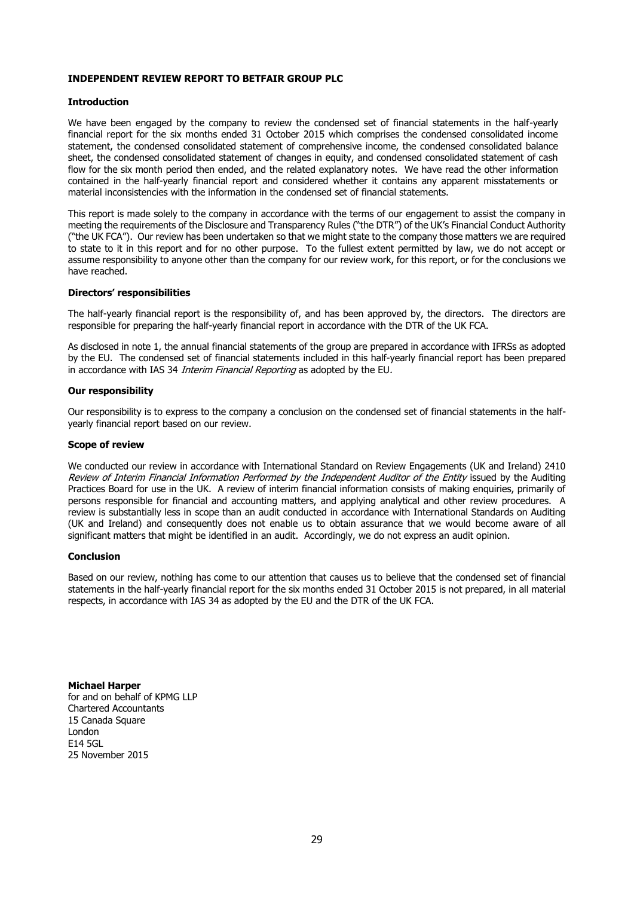# INDEPENDENT REVIEW REPORT TO BETFAIR GROUP PLC

## Introduction

We have been engaged by the company to review the condensed set of financial statements in the half-yearly financial report for the six months ended 31 October 2015 which comprises the condensed consolidated income statement, the condensed consolidated statement of comprehensive income, the condensed consolidated balance sheet, the condensed consolidated statement of changes in equity, and condensed consolidated statement of cash flow for the six month period then ended, and the related explanatory notes. We have read the other information contained in the half-yearly financial report and considered whether it contains any apparent misstatements or material inconsistencies with the information in the condensed set of financial statements.

This report is made solely to the company in accordance with the terms of our engagement to assist the company in meeting the requirements of the Disclosure and Transparency Rules ("the DTR") of the UK's Financial Conduct Authority ("the UK FCA"). Our review has been undertaken so that we might state to the company those matters we are required to state to it in this report and for no other purpose. To the fullest extent permitted by law, we do not accept or assume responsibility to anyone other than the company for our review work, for this report, or for the conclusions we have reached.

## Directors' responsibilities

The half-yearly financial report is the responsibility of, and has been approved by, the directors. The directors are responsible for preparing the half-yearly financial report in accordance with the DTR of the UK FCA.

As disclosed in note 1, the annual financial statements of the group are prepared in accordance with IFRSs as adopted by the EU. The condensed set of financial statements included in this half-yearly financial report has been prepared in accordance with IAS 34 *Interim Financial Reporting* as adopted by the EU.

## Our responsibility

Our responsibility is to express to the company a conclusion on the condensed set of financial statements in the half-yearly financial report based on our review.

## Scope of review

We conducted our review in accordance with International Standard on Review Engagements (UK and Ireland) 2410 *Review of Interim Financial Information Performed by the Independent Auditor of the Entity* issued by the Auditing Practices Board for use in the UK. A review of interim financial information consists of making enquiries, primarily of persons responsible for financial and accounting matters, and applying analytical and other review procedures. A review is substantially less in scope than an audit conducted in accordance with International Standards on Auditing (UK and Ireland) and consequently does not enable us to obtain assurance that we would become aware of all significant matters that might be identified in an audit. Accordingly, we do not express an audit opinion.

## Conclusion

Based on our review, nothing has come to our attention that causes us to believe that the condensed set of financial statements in the half-yearly financial report for the six months ended 31 October 2015 is not prepared, in all material respects, in accordance with IAS 34 as adopted by the EU and the DTR of the UK FCA.

**Michael Harper**
for and on behalf of KPMG LLP
Chartered Accountants
15 Canada Square
London
E14 5GL
25 November 2015